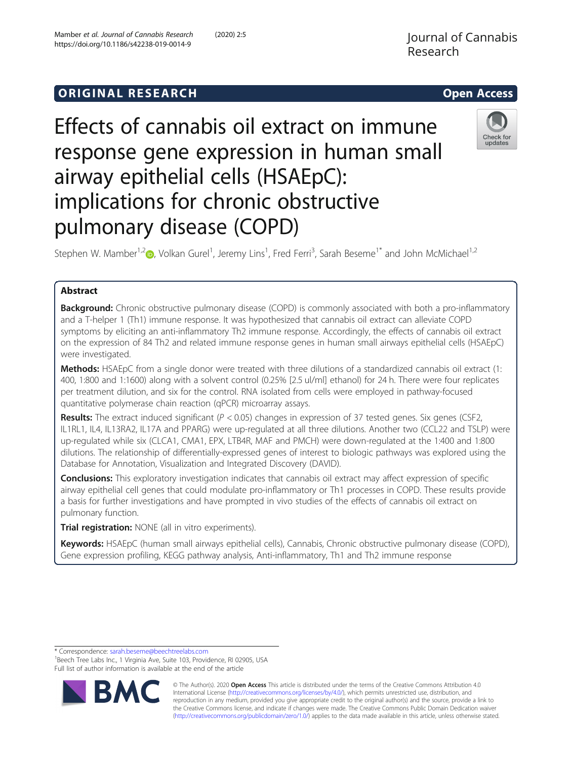ORIGINAL RESEARCH | Open Access

# Effects of cannabis oil extract on immune response gene expression in human small airway epithelial cells (HSAEpC): implications for chronic obstructive pulmonary disease (COPD)

Stephen W. Mamber[1,2], Volkan Gurel[1], Jeremy Lins[1], Fred Ferri[3], Sarah Beseme[1*] and John McMichael[1,2]

## Abstract

**Background:** Chronic obstructive pulmonary disease (COPD) is commonly associated with both a pro-inflammatory and a T-helper 1 (Th1) immune response. It was hypothesized that cannabis oil extract can alleviate COPD symptoms by eliciting an anti-inflammatory Th2 immune response. Accordingly, the effects of cannabis oil extract on the expression of 84 Th2 and related immune response genes in human small airways epithelial cells (HSAEpC) were investigated.

**Methods:** HSAEpC from a single donor were treated with three dilutions of a standardized cannabis oil extract (1:400, 1:800 and 1:1600) along with a solvent control (0.25% [2.5 ul/ml] ethanol) for 24 h. There were four replicates per treatment dilution, and six for the control. RNA isolated from cells were employed in pathway-focused quantitative polymerase chain reaction (qPCR) microarray assays.

**Results:** The extract induced significant ($P < 0.05$) changes in expression of 37 tested genes. Six genes (CSF2, IL1RL1, IL4, IL13RA2, IL17A and PPARG) were up-regulated at all three dilutions. Another two (CCL22 and TSLP) were up-regulated while six (CLCA1, CMA1, EPX, LTB4R, MAF and PMCH) were down-regulated at the 1:400 and 1:800 dilutions. The relationship of differentially-expressed genes of interest to biologic pathways was explored using the Database for Annotation, Visualization and Integrated Discovery (DAVID).

**Conclusions:** This exploratory investigation indicates that cannabis oil extract may affect expression of specific airway epithelial cell genes that could modulate pro-inflammatory or Th1 processes in COPD. These results provide a basis for further investigations and have prompted in vivo studies of the effects of cannabis oil extract on pulmonary function.

**Trial registration:** NONE (all in vitro experiments).

**Keywords:** HSAEpC (human small airways epithelial cells), Cannabis, Chronic obstructive pulmonary disease (COPD), Gene expression profiling, KEGG pathway analysis, Anti-inflammatory, Th1 and Th2 immune response

---

* Correspondence: sarah.beseme@beechtreelabs.com

[1]Beech Tree Labs Inc., 1 Virginia Ave, Suite 103, Providence, RI 02905, USA

Full list of author information is available at the end of the article

© The Author(s). 2020 **Open Access** This article is distributed under the terms of the Creative Commons Attribution 4.0 International License (http://creativecommons.org/licenses/by/4.0/), which permits unrestricted use, distribution, and reproduction in any medium, provided you give appropriate credit to the original author(s) and the source, provide a link to the Creative Commons license, and indicate if changes were made. The Creative Commons Public Domain Dedication waiver (http://creativecommons.org/publicdomain/zero/1.0/) applies to the data made available in this article, unless otherwise stated.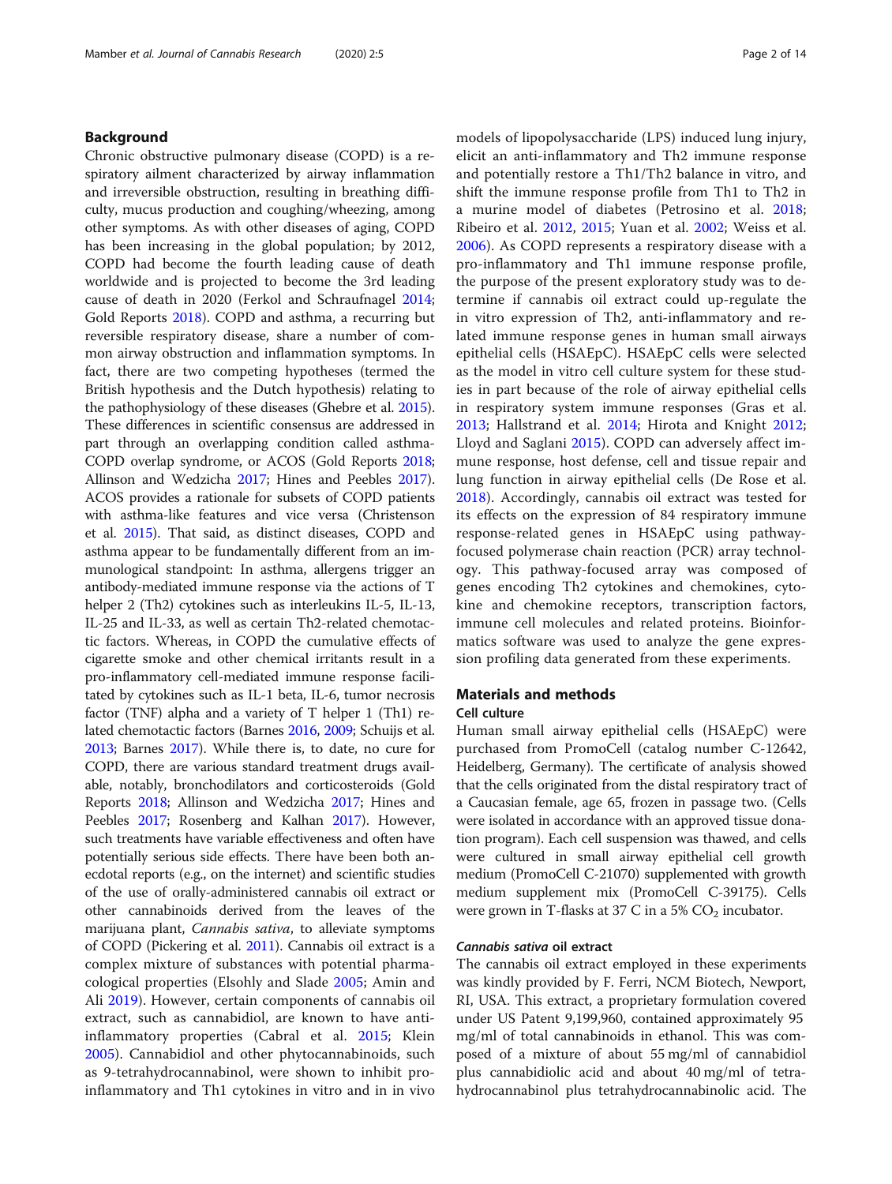## Background

Chronic obstructive pulmonary disease (COPD) is a respiratory ailment characterized by airway inflammation and irreversible obstruction, resulting in breathing difficulty, mucus production and coughing/wheezing, among other symptoms. As with other diseases of aging, COPD has been increasing in the global population; by 2012, COPD had become the fourth leading cause of death worldwide and is projected to become the 3rd leading cause of death in 2020 (Ferkol and Schraufnagel 2014; Gold Reports 2018). COPD and asthma, a recurring but reversible respiratory disease, share a number of common airway obstruction and inflammation symptoms. In fact, there are two competing hypotheses (termed the British hypothesis and the Dutch hypothesis) relating to the pathophysiology of these diseases (Ghebre et al. 2015). These differences in scientific consensus are addressed in part through an overlapping condition called asthma-COPD overlap syndrome, or ACOS (Gold Reports 2018; Allinson and Wedzicha 2017; Hines and Peebles 2017). ACOS provides a rationale for subsets of COPD patients with asthma-like features and vice versa (Christenson et al. 2015). That said, as distinct diseases, COPD and asthma appear to be fundamentally different from an immunological standpoint: In asthma, allergens trigger an antibody-mediated immune response via the actions of T helper 2 (Th2) cytokines such as interleukins IL-5, IL-13, IL-25 and IL-33, as well as certain Th2-related chemotactic factors. Whereas, in COPD the cumulative effects of cigarette smoke and other chemical irritants result in a pro-inflammatory cell-mediated immune response facilitated by cytokines such as IL-1 beta, IL-6, tumor necrosis factor (TNF) alpha and a variety of T helper 1 (Th1) related chemotactic factors (Barnes 2016, 2009; Schuijs et al. 2013; Barnes 2017). While there is, to date, no cure for COPD, there are various standard treatment drugs available, notably, bronchodilators and corticosteroids (Gold Reports 2018; Allinson and Wedzicha 2017; Hines and Peebles 2017; Rosenberg and Kalhan 2017). However, such treatments have variable effectiveness and often have potentially serious side effects. There have been both anecdotal reports (e.g., on the internet) and scientific studies of the use of orally-administered cannabis oil extract or other cannabinoids derived from the leaves of the marijuana plant, *Cannabis sativa*, to alleviate symptoms of COPD (Pickering et al. 2011). Cannabis oil extract is a complex mixture of substances with potential pharmacological properties (Elsohly and Slade 2005; Amin and Ali 2019). However, certain components of cannabis oil extract, such as cannabidiol, are known to have anti-inflammatory properties (Cabral et al. 2015; Klein 2005). Cannabidiol and other phytocannabinoids, such as 9-tetrahydrocannabinol, were shown to inhibit pro-inflammatory and Th1 cytokines in vitro and in in vivo models of lipopolysaccharide (LPS) induced lung injury, elicit an anti-inflammatory and Th2 immune response and potentially restore a Th1/Th2 balance in vitro, and shift the immune response profile from Th1 to Th2 in a murine model of diabetes (Petrosino et al. 2018; Ribeiro et al. 2012, 2015; Yuan et al. 2002; Weiss et al. 2006). As COPD represents a respiratory disease with a pro-inflammatory and Th1 immune response profile, the purpose of the present exploratory study was to determine if cannabis oil extract could up-regulate the in vitro expression of Th2, anti-inflammatory and related immune response genes in human small airways epithelial cells (HSAEpC). HSAEpC cells were selected as the model in vitro cell culture system for these studies in part because of the role of airway epithelial cells in respiratory system immune responses (Gras et al. 2013; Hallstrand et al. 2014; Hirota and Knight 2012; Lloyd and Saglani 2015). COPD can adversely affect immune response, host defense, cell and tissue repair and lung function in airway epithelial cells (De Rose et al. 2018). Accordingly, cannabis oil extract was tested for its effects on the expression of 84 respiratory immune response-related genes in HSAEpC using pathway-focused polymerase chain reaction (PCR) array technology. This pathway-focused array was composed of genes encoding Th2 cytokines and chemokines, cytokine and chemokine receptors, transcription factors, immune cell molecules and related proteins. Bioinformatics software was used to analyze the gene expression profiling data generated from these experiments.

## Materials and methods

### Cell culture

Human small airway epithelial cells (HSAEpC) were purchased from PromoCell (catalog number C-12642, Heidelberg, Germany). The certificate of analysis showed that the cells originated from the distal respiratory tract of a Caucasian female, age 65, frozen in passage two. (Cells were isolated in accordance with an approved tissue donation program). Each cell suspension was thawed, and cells were cultured in small airway epithelial cell growth medium (PromoCell C-21070) supplemented with growth medium supplement mix (PromoCell C-39175). Cells were grown in T-flasks at 37 C in a 5% $CO_2$ incubator.

### *Cannabis sativa* oil extract

The cannabis oil extract employed in these experiments was kindly provided by F. Ferri, NCM Biotech, Newport, RI, USA. This extract, a proprietary formulation covered under US Patent 9,199,960, contained approximately 95 mg/ml of total cannabinoids in ethanol. This was composed of a mixture of about 55 mg/ml of cannabidiol plus cannabidiolic acid and about 40 mg/ml of tetrahydrocannabinol plus tetrahydrocannabinolic acid. The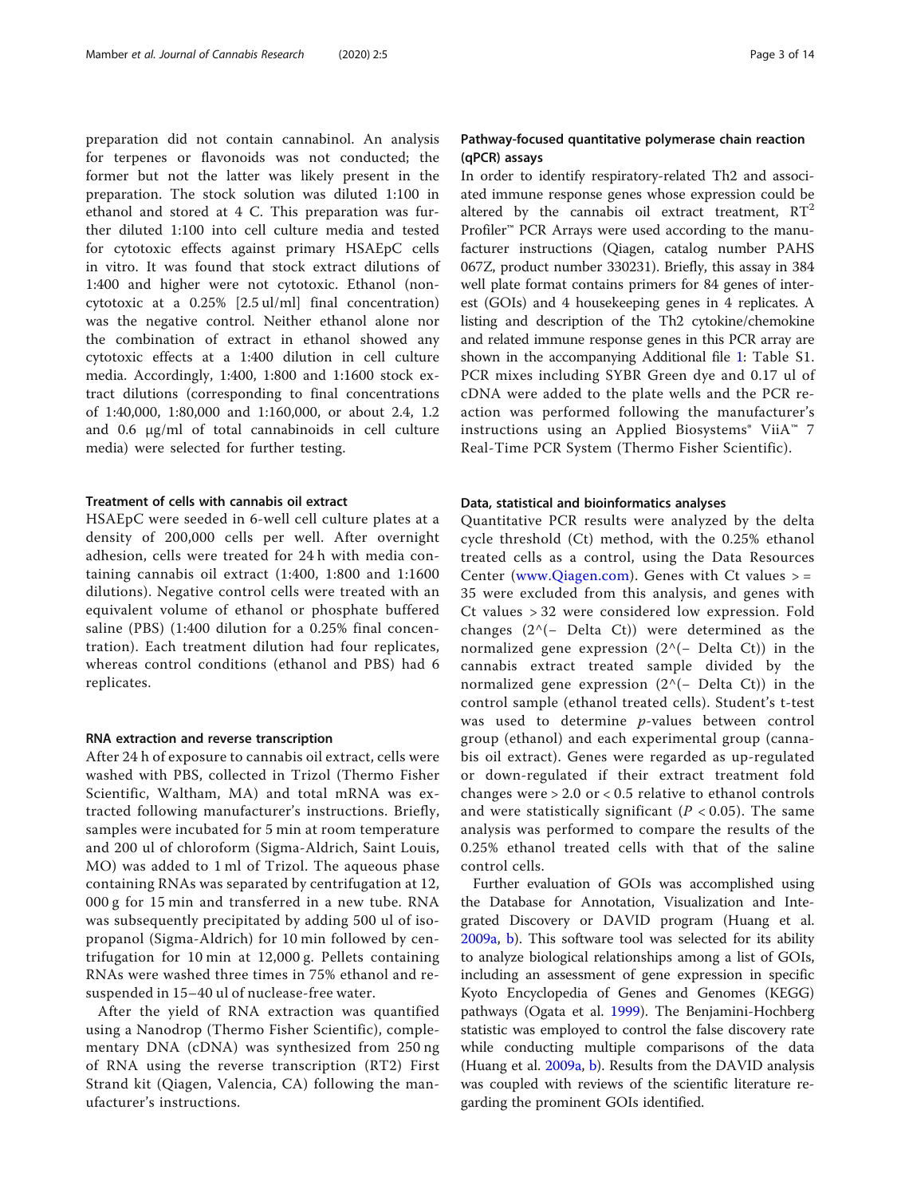preparation did not contain cannabinol. An analysis for terpenes or flavonoids was not conducted; the former but not the latter was likely present in the preparation. The stock solution was diluted 1:100 in ethanol and stored at 4 C. This preparation was further diluted 1:100 into cell culture media and tested for cytotoxic effects against primary HSAEpC cells in vitro. It was found that stock extract dilutions of 1:400 and higher were not cytotoxic. Ethanol (non-cytotoxic at a 0.25% [2.5 ul/ml] final concentration) was the negative control. Neither ethanol alone nor the combination of extract in ethanol showed any cytotoxic effects at a 1:400 dilution in cell culture media. Accordingly, 1:400, 1:800 and 1:1600 stock extract dilutions (corresponding to final concentrations of 1:40,000, 1:80,000 and 1:160,000, or about 2.4, 1.2 and 0.6 μg/ml of total cannabinoids in cell culture media) were selected for further testing.

### Treatment of cells with cannabis oil extract

HSAEpC were seeded in 6-well cell culture plates at a density of 200,000 cells per well. After overnight adhesion, cells were treated for 24 h with media containing cannabis oil extract (1:400, 1:800 and 1:1600 dilutions). Negative control cells were treated with an equivalent volume of ethanol or phosphate buffered saline (PBS) (1:400 dilution for a 0.25% final concentration). Each treatment dilution had four replicates, whereas control conditions (ethanol and PBS) had 6 replicates.

### RNA extraction and reverse transcription

After 24 h of exposure to cannabis oil extract, cells were washed with PBS, collected in Trizol (Thermo Fisher Scientific, Waltham, MA) and total mRNA was extracted following manufacturer's instructions. Briefly, samples were incubated for 5 min at room temperature and 200 ul of chloroform (Sigma-Aldrich, Saint Louis, MO) was added to 1 ml of Trizol. The aqueous phase containing RNAs was separated by centrifugation at 12, 000 g for 15 min and transferred in a new tube. RNA was subsequently precipitated by adding 500 ul of isopropanol (Sigma-Aldrich) for 10 min followed by centrifugation for 10 min at 12,000 g. Pellets containing RNAs were washed three times in 75% ethanol and resuspended in 15–40 ul of nuclease-free water.

After the yield of RNA extraction was quantified using a Nanodrop (Thermo Fisher Scientific), complementary DNA (cDNA) was synthesized from 250 ng of RNA using the reverse transcription (RT2) First Strand kit (Qiagen, Valencia, CA) following the manufacturer's instructions.

### Pathway-focused quantitative polymerase chain reaction (qPCR) assays

In order to identify respiratory-related Th2 and associated immune response genes whose expression could be altered by the cannabis oil extract treatment, $RT^2$ Profiler™ PCR Arrays were used according to the manufacturer instructions (Qiagen, catalog number PAHS 067Z, product number 330231). Briefly, this assay in 384 well plate format contains primers for 84 genes of interest (GOIs) and 4 housekeeping genes in 4 replicates. A listing and description of the Th2 cytokine/chemokine and related immune response genes in this PCR array are shown in the accompanying Additional file 1: Table S1. PCR mixes including SYBR Green dye and 0.17 ul of cDNA were added to the plate wells and the PCR reaction was performed following the manufacturer's instructions using an Applied Biosystems® ViiA™ 7 Real-Time PCR System (Thermo Fisher Scientific).

### Data, statistical and bioinformatics analyses

Quantitative PCR results were analyzed by the delta cycle threshold (Ct) method, with the 0.25% ethanol treated cells as a control, using the Data Resources Center (www.Qiagen.com). Genes with Ct values > = 35 were excluded from this analysis, and genes with Ct values > 32 were considered low expression. Fold changes (2^(− Delta Ct)) were determined as the normalized gene expression (2^(− Delta Ct)) in the cannabis extract treated sample divided by the normalized gene expression (2^(− Delta Ct)) in the control sample (ethanol treated cells). Student's t-test was used to determine *p*-values between control group (ethanol) and each experimental group (cannabis oil extract). Genes were regarded as up-regulated or down-regulated if their extract treatment fold changes were > 2.0 or < 0.5 relative to ethanol controls and were statistically significant ($P < 0.05$). The same analysis was performed to compare the results of the 0.25% ethanol treated cells with that of the saline control cells.

Further evaluation of GOIs was accomplished using the Database for Annotation, Visualization and Integrated Discovery or DAVID program (Huang et al. 2009a, b). This software tool was selected for its ability to analyze biological relationships among a list of GOIs, including an assessment of gene expression in specific Kyoto Encyclopedia of Genes and Genomes (KEGG) pathways (Ogata et al. 1999). The Benjamini-Hochberg statistic was employed to control the false discovery rate while conducting multiple comparisons of the data (Huang et al. 2009a, b). Results from the DAVID analysis was coupled with reviews of the scientific literature regarding the prominent GOIs identified.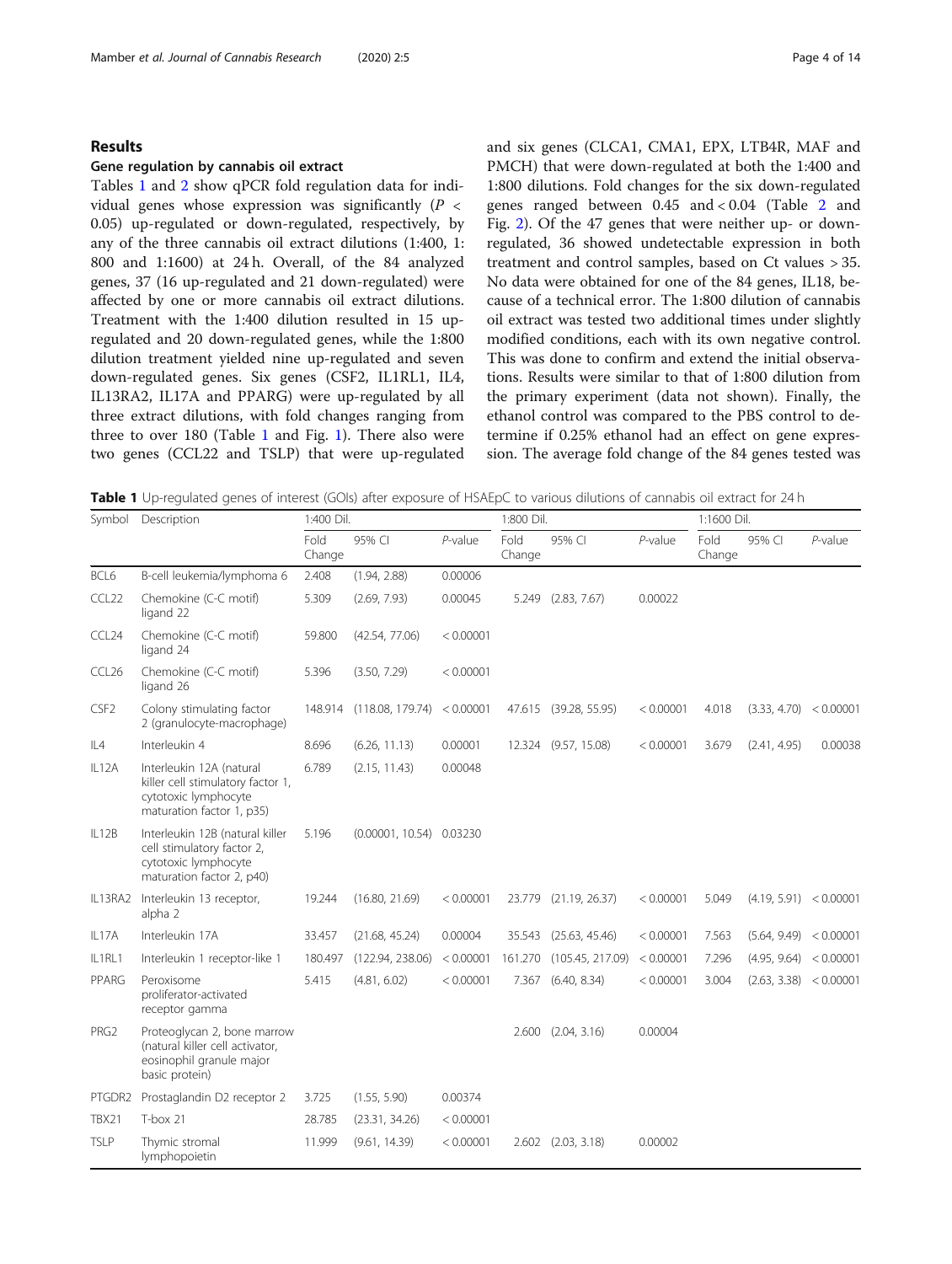## Results

### Gene regulation by cannabis oil extract

Tables 1 and 2 show qPCR fold regulation data for individual genes whose expression was significantly ($P < 0.05$) up-regulated or down-regulated, respectively, by any of the three cannabis oil extract dilutions (1:400, 1:800 and 1:1600) at 24 h. Overall, of the 84 analyzed genes, 37 (16 up-regulated and 21 down-regulated) were affected by one or more cannabis oil extract dilutions. Treatment with the 1:400 dilution resulted in 15 up-regulated and 20 down-regulated genes, while the 1:800 dilution treatment yielded nine up-regulated and seven down-regulated genes. Six genes (CSF2, IL1RL1, IL4, IL13RA2, IL17A and PPARG) were up-regulated by all three extract dilutions, with fold changes ranging from three to over 180 (Table 1 and Fig. 1). There also were two genes (CCL22 and TSLP) that were up-regulated and six genes (CLCA1, CMA1, EPX, LTB4R, MAF and PMCH) that were down-regulated at both the 1:400 and 1:800 dilutions. Fold changes for the six down-regulated genes ranged between 0.45 and < 0.04 (Table 2 and Fig. 2). Of the 47 genes that were neither up- or down-regulated, 36 showed undetectable expression in both treatment and control samples, based on Ct values > 35. No data were obtained for one of the 84 genes, IL18, because of a technical error. The 1:800 dilution of cannabis oil extract was tested two additional times under slightly modified conditions, each with its own negative control. This was done to confirm and extend the initial observations. Results were similar to that of 1:800 dilution from the primary experiment (data not shown). Finally, the ethanol control was compared to the PBS control to determine if 0.25% ethanol had an effect on gene expression. The average fold change of the 84 genes tested was

**Table 1** Up-regulated genes of interest (GOIs) after exposure of HSAEpC to various dilutions of cannabis oil extract for 24 h

| Symbol | Description | 1:400 Dil. | | | 1:800 Dil. | | | 1:1600 Dil. | | |
|---|---|---|---|---|---|---|---|---|---|---|
| | | Fold Change | 95% CI | P-value | Fold Change | 95% CI | P-value | Fold Change | 95% CI | P-value |
| BCL6 | B-cell leukemia/lymphoma 6 | 2.408 | (1.94, 2.88) | 0.00006 | | | | | | |
| CCL22 | Chemokine (C-C motif) ligand 22 | 5.309 | (2.69, 7.93) | 0.00045 | 5.249 | (2.83, 7.67) | 0.00022 | | | |
| CCL24 | Chemokine (C-C motif) ligand 24 | 59.800 | (42.54, 77.06) | < 0.00001 | | | | | | |
| CCL26 | Chemokine (C-C motif) ligand 26 | 5.396 | (3.50, 7.29) | < 0.00001 | | | | | | |
| CSF2 | Colony stimulating factor 2 (granulocyte-macrophage) | 148.914 | (118.08, 179.74) | < 0.00001 | 47.615 | (39.28, 55.95) | < 0.00001 | 4.018 | (3.33, 4.70) | < 0.00001 |
| IL4 | Interleukin 4 | 8.696 | (6.26, 11.13) | 0.00001 | 12.324 | (9.57, 15.08) | < 0.00001 | 3.679 | (2.41, 4.95) | 0.00038 |
| IL12A | Interleukin 12A (natural killer cell stimulatory factor 1, cytotoxic lymphocyte maturation factor 1, p35) | 6.789 | (2.15, 11.43) | 0.00048 | | | | | | |
| IL12B | Interleukin 12B (natural killer cell stimulatory factor 2, cytotoxic lymphocyte maturation factor 2, p40) | 5.196 | (0.00001, 10.54) | 0.03230 | | | | | | |
| IL13RA2 | Interleukin 13 receptor, alpha 2 | 19.244 | (16.80, 21.69) | < 0.00001 | 23.779 | (21.19, 26.37) | < 0.00001 | 5.049 | (4.19, 5.91) | < 0.00001 |
| IL17A | Interleukin 17A | 33.457 | (21.68, 45.24) | 0.00004 | 35.543 | (25.63, 45.46) | < 0.00001 | 7.563 | (5.64, 9.49) | < 0.00001 |
| IL1RL1 | Interleukin 1 receptor-like 1 | 180.497 | (122.94, 238.06) | < 0.00001 | 161.270 | (105.45, 217.09) | < 0.00001 | 7.296 | (4.95, 9.64) | < 0.00001 |
| PPARG | Peroxisome proliferator-activated receptor gamma | 5.415 | (4.81, 6.02) | < 0.00001 | 7.367 | (6.40, 8.34) | < 0.00001 | 3.004 | (2.63, 3.38) | < 0.00001 |
| PRG2 | Proteoglycan 2, bone marrow (natural killer cell activator, eosinophil granule major basic protein) | | | | 2.600 | (2.04, 3.16) | 0.00004 | | | |
| PTGDR2 | Prostaglandin D2 receptor 2 | 3.725 | (1.55, 5.90) | 0.00374 | | | | | | |
| TBX21 | T-box 21 | 28.785 | (23.31, 34.26) | < 0.00001 | | | | | | |
| TSLP | Thymic stromal lymphopoietin | 11.999 | (9.61, 14.39) | < 0.00001 | 2.602 | (2.03, 3.18) | 0.00002 | | | |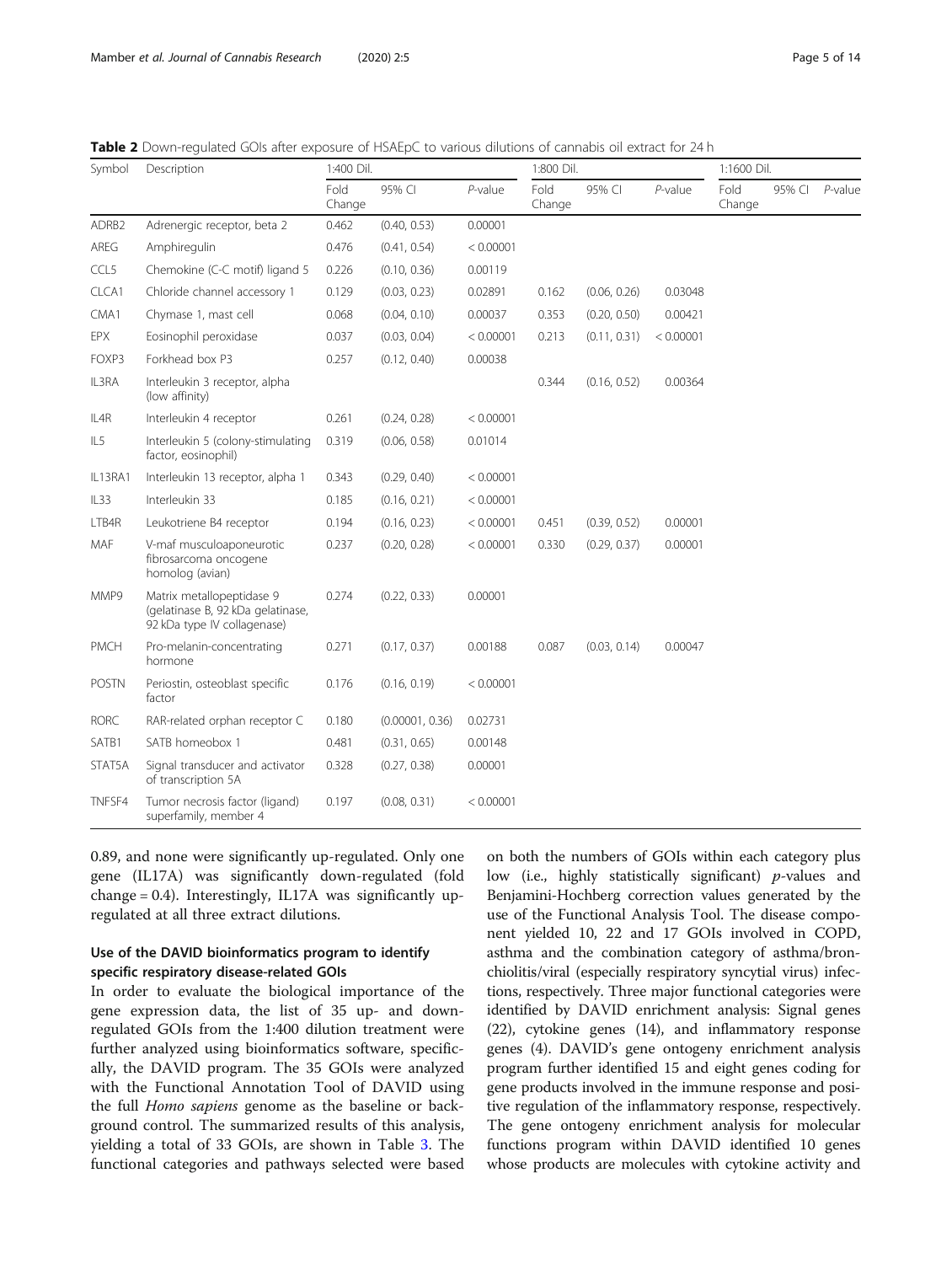**Table 2** Down-regulated GOIs after exposure of HSAEpC to various dilutions of cannabis oil extract for 24 h

| Symbol | Description | 1:400 Dil. | | | 1:800 Dil. | | | 1:1600 Dil. | | |
|---|---|---|---|---|---|---|---|---|---|---|
| | | Fold Change | 95% CI | *P*-value | Fold Change | 95% CI | *P*-value | Fold Change | 95% CI | *P*-value |
| ADRB2 | Adrenergic receptor, beta 2 | 0.462 | (0.40, 0.53) | 0.00001 | | | | | | |
| AREG | Amphiregulin | 0.476 | (0.41, 0.54) | < 0.00001 | | | | | | |
| CCL5 | Chemokine (C-C motif) ligand 5 | 0.226 | (0.10, 0.36) | 0.00119 | | | | | | |
| CLCA1 | Chloride channel accessory 1 | 0.129 | (0.03, 0.23) | 0.02891 | 0.162 | (0.06, 0.26) | 0.03048 | | | |
| CMA1 | Chymase 1, mast cell | 0.068 | (0.04, 0.10) | 0.00037 | 0.353 | (0.20, 0.50) | 0.00421 | | | |
| EPX | Eosinophil peroxidase | 0.037 | (0.03, 0.04) | < 0.00001 | 0.213 | (0.11, 0.31) | < 0.00001 | | | |
| FOXP3 | Forkhead box P3 | 0.257 | (0.12, 0.40) | 0.00038 | | | | | | |
| IL3RA | Interleukin 3 receptor, alpha (low affinity) | | | | 0.344 | (0.16, 0.52) | 0.00364 | | | |
| IL4R | Interleukin 4 receptor | 0.261 | (0.24, 0.28) | < 0.00001 | | | | | | |
| IL5 | Interleukin 5 (colony-stimulating factor, eosinophil) | 0.319 | (0.06, 0.58) | 0.01014 | | | | | | |
| IL13RA1 | Interleukin 13 receptor, alpha 1 | 0.343 | (0.29, 0.40) | < 0.00001 | | | | | | |
| IL33 | Interleukin 33 | 0.185 | (0.16, 0.21) | < 0.00001 | | | | | | |
| LTB4R | Leukotriene B4 receptor | 0.194 | (0.16, 0.23) | < 0.00001 | 0.451 | (0.39, 0.52) | 0.00001 | | | |
| MAF | V-maf musculoaponeurotic fibrosarcoma oncogene homolog (avian) | 0.237 | (0.20, 0.28) | < 0.00001 | 0.330 | (0.29, 0.37) | 0.00001 | | | |
| MMP9 | Matrix metallopeptidase 9 (gelatinase B, 92 kDa gelatinase, 92 kDa type IV collagenase) | 0.274 | (0.22, 0.33) | 0.00001 | | | | | | |
| PMCH | Pro-melanin-concentrating hormone | 0.271 | (0.17, 0.37) | 0.00188 | 0.087 | (0.03, 0.14) | 0.00047 | | | |
| POSTN | Periostin, osteoblast specific factor | 0.176 | (0.16, 0.19) | < 0.00001 | | | | | | |
| RORC | RAR-related orphan receptor C | 0.180 | (0.00001, 0.36) | 0.02731 | | | | | | |
| SATB1 | SATB homeobox 1 | 0.481 | (0.31, 0.65) | 0.00148 | | | | | | |
| STAT5A | Signal transducer and activator of transcription 5A | 0.328 | (0.27, 0.38) | 0.00001 | | | | | | |
| TNFSF4 | Tumor necrosis factor (ligand) superfamily, member 4 | 0.197 | (0.08, 0.31) | < 0.00001 | | | | | | |

0.89, and none were significantly up-regulated. Only one gene (IL17A) was significantly down-regulated (fold change = 0.4). Interestingly, IL17A was significantly up-regulated at all three extract dilutions.

## Use of the DAVID bioinformatics program to identify specific respiratory disease-related GOIs

In order to evaluate the biological importance of the gene expression data, the list of 35 up- and down-regulated GOIs from the 1:400 dilution treatment were further analyzed using bioinformatics software, specifically, the DAVID program. The 35 GOIs were analyzed with the Functional Annotation Tool of DAVID using the full *Homo sapiens* genome as the baseline or background control. The summarized results of this analysis, yielding a total of 33 GOIs, are shown in Table 3. The functional categories and pathways selected were based on both the numbers of GOIs within each category plus low (i.e., highly statistically significant) *p*-values and Benjamini-Hochberg correction values generated by the use of the Functional Analysis Tool. The disease component yielded 10, 22 and 17 GOIs involved in COPD, asthma and the combination category of asthma/bronchiolitis/viral (especially respiratory syncytial virus) infections, respectively. Three major functional categories were identified by DAVID enrichment analysis: Signal genes (22), cytokine genes (14), and inflammatory response genes (4). DAVID's gene ontogeny enrichment analysis program further identified 15 and eight genes coding for gene products involved in the immune response and positive regulation of the inflammatory response, respectively. The gene ontogeny enrichment analysis for molecular functions program within DAVID identified 10 genes whose products are molecules with cytokine activity and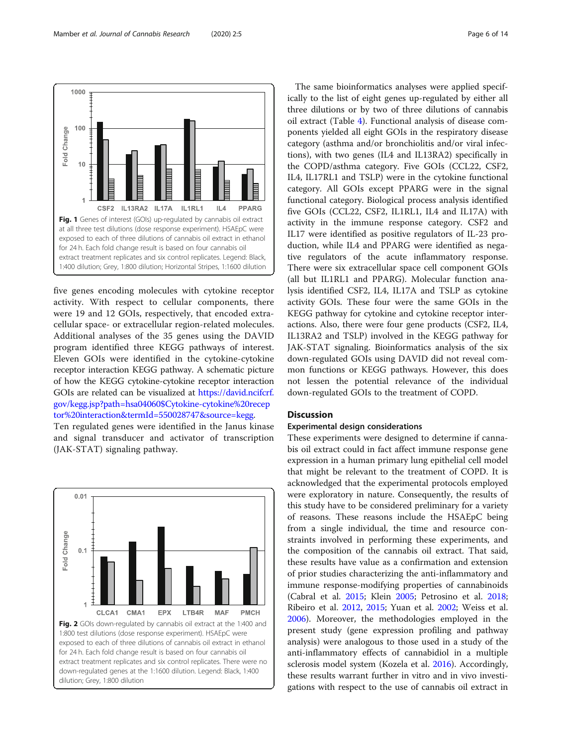Fig. 1 Genes of interest (GOIs) up-regulated by cannabis oil extract at all three test dilutions (dose response experiment). HSAEpC were exposed to each of three dilutions of cannabis oil extract in ethanol for 24 h. Each fold change result is based on four cannabis oil extract treatment replicates and six control replicates. Legend: Black, 1:400 dilution; Grey, 1:800 dilution; Horizontal Stripes, 1:1600 dilution

five genes encoding molecules with cytokine receptor activity. With respect to cellular components, there were 19 and 12 GOIs, respectively, that encoded extracellular space- or extracellular region-related molecules. Additional analyses of the 35 genes using the DAVID program identified three KEGG pathways of interest. Eleven GOIs were identified in the cytokine-cytokine receptor interaction KEGG pathway. A schematic picture of how the KEGG cytokine-cytokine receptor interaction GOIs are related can be visualized at https://david.ncifcrf.gov/kegg.jsp?path=hsa04060$Cytokine-cytokine%20receptor%20interaction&termId=550028747&source=kegg. Ten regulated genes were identified in the Janus kinase and signal transducer and activator of transcription (JAK-STAT) signaling pathway.

Fig. 2 GOIs down-regulated by cannabis oil extract at the 1:400 and 1:800 test dilutions (dose response experiment). HSAEpC were exposed to each of three dilutions of cannabis oil extract in ethanol for 24 h. Each fold change result is based on four cannabis oil extract treatment replicates and six control replicates. There were no down-regulated genes at the 1:1600 dilution. Legend: Black, 1:400 dilution; Grey, 1:800 dilution

The same bioinformatics analyses were applied specifically to the list of eight genes up-regulated by either all three dilutions or by two of three dilutions of cannabis oil extract (Table 4). Functional analysis of disease components yielded all eight GOIs in the respiratory disease category (asthma and/or bronchiolitis and/or viral infections), with two genes (IL4 and IL13RA2) specifically in the COPD/asthma category. Five GOIs (CCL22, CSF2, IL4, IL17RL1 and TSLP) were in the cytokine functional category. All GOIs except PPARG were in the signal functional category. Biological process analysis identified five GOIs (CCL22, CSF2, IL1RL1, IL4 and IL17A) with activity in the immune response category. CSF2 and IL17 were identified as positive regulators of IL-23 production, while IL4 and PPARG were identified as negative regulators of the acute inflammatory response. There were six extracellular space cell component GOIs (all but IL1RL1 and PPARG). Molecular function analysis identified CSF2, IL4, IL17A and TSLP as cytokine activity GOIs. These four were the same GOIs in the KEGG pathway for cytokine and cytokine receptor interactions. Also, there were four gene products (CSF2, IL4, IL13RA2 and TSLP) involved in the KEGG pathway for JAK-STAT signaling. Bioinformatics analysis of the six down-regulated GOIs using DAVID did not reveal common functions or KEGG pathways. However, this does not lessen the potential relevance of the individual down-regulated GOIs to the treatment of COPD.

## Discussion

### Experimental design considerations

These experiments were designed to determine if cannabis oil extract could in fact affect immune response gene expression in a human primary lung epithelial cell model that might be relevant to the treatment of COPD. It is acknowledged that the experimental protocols employed were exploratory in nature. Consequently, the results of this study have to be considered preliminary for a variety of reasons. These reasons include the HSAEpC being from a single individual, the time and resource constraints involved in performing these experiments, and the composition of the cannabis oil extract. That said, these results have value as a confirmation and extension of prior studies characterizing the anti-inflammatory and immune response-modifying properties of cannabinoids (Cabral et al. 2015; Klein 2005; Petrosino et al. 2018; Ribeiro et al. 2012, 2015; Yuan et al. 2002; Weiss et al. 2006). Moreover, the methodologies employed in the present study (gene expression profiling and pathway analysis) were analogous to those used in a study of the anti-inflammatory effects of cannabidiol in a multiple sclerosis model system (Kozela et al. 2016). Accordingly, these results warrant further in vitro and in vivo investigations with respect to the use of cannabis oil extract in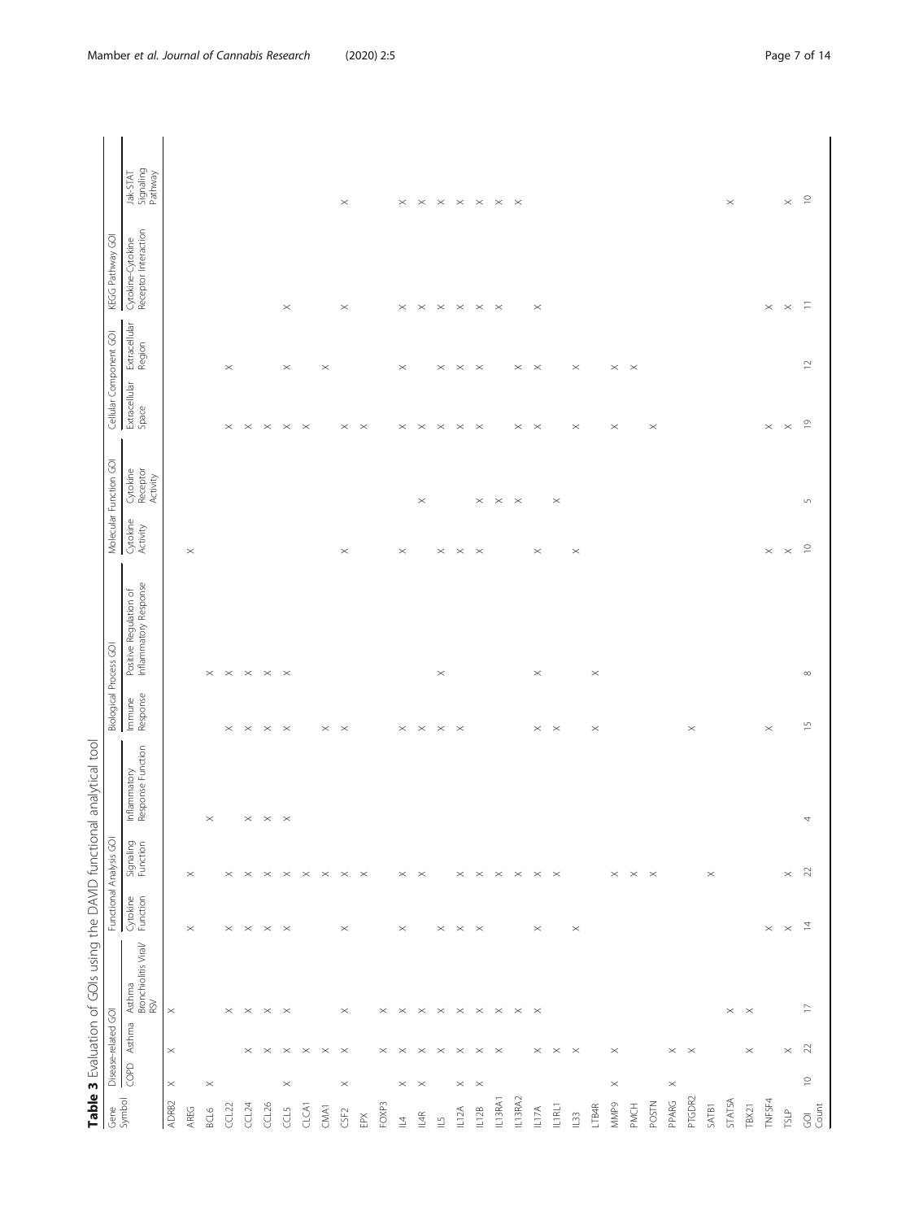**Table 3** Evaluation of GOIs using the DAVID functional analytical tool

| Gene Symbol | Disease-related GOI | | | Functional Analysis GOI | | | Biological Process GOI | | Molecular Function GOI | | Cellular Component GOI | | KEGG Pathway GOI | |
|---|---|---|---|---|---|---|---|---|---|---|---|---|---|---|
| | COPD | Asthma | Asthma Bronchiolitis Viral/ RSV | Cytokine Function | Signaling Function | Inflammatory Response Function | Immune Response | Positive Regulation of Inflammatory Response | Cytokine Activity | Cytokine Receptor Activity | Extracellular Space | Extracellular Region | Cytokine-Cytokine Receptor Interaction | Jak-STAT Signaling Pathway |
| ADRB2 | × | × | × | | | | | | | | | | | |
| AREG | | | | × | × | | | | × | | | | | |
| BCL6 | × | | | | | × | | × | | | | | | |
| CCL22 | | | × | × | × | | × | × | | | × | × | | |
| CCL24 | | × | × | × | × | × | × | × | | | × | | | |
| CCL26 | | × | × | × | × | × | × | × | | | × | | | |
| CCL5 | × | × | × | × | × | × | × | × | | | × | × | × | |
| CLCA1 | | × | | | × | | | | | | × | | | |
| CMA1 | | × | | | × | | × | | | | | × | | |
| CSF2 | × | × | × | × | × | | × | | × | | × | | × | × |
| EPX | | | | | × | | | | | | × | | | |
| FOXP3 | | × | × | | | | | | | | | | | |
| IL4 | × | × | × | × | × | | × | | × | | × | × | × | × |
| IL4R | × | × | × | | × | | × | | | × | × | | × | × |
| IL5 | | × | × | × | | | × | × | × | | × | × | × | × |
| IL12A | × | × | × | × | × | | × | | × | | × | × | × | × |
| IL12B | × | × | × | × | × | | | | × | × | × | × | × | × |
| IL13RA1 | | × | × | | × | | | | | × | | | × | × |
| IL13RA2 | | | × | | × | | | | | × | × | × | | × |
| IL17A | | × | × | × | × | | × | × | × | | × | × | × | |
| IL1RL1 | | × | | | × | | × | | | × | | | | |
| IL33 | | × | | × | | | | | × | | × | × | | |
| LTB4R | | | | | | | × | × | | | | | | |
| MMP9 | × | × | | | × | | | | | | × | × | | |
| PMCH | | | | | × | | | | | | | × | | |
| POSTN | | | | | × | | | | | | × | | | |
| PPARG | × | × | | | | | | | | | | | | |
| PTGDR2 | | × | | | | | × | | | | | | | |
| SATB1 | | | | | × | | | | | | | | | |
| STAT5A | | | × | | | | | | | | | | | × |
| TBX21 | | × | × | | | | | | | | | | | |
| TNFSF4 | | | | × | | | × | | × | | × | | × | |
| TSLP | | × | | × | × | | | | × | | × | | × | × |
| GOI Count | 10 | 22 | 17 | 14 | 22 | 4 | 15 | 8 | 10 | 5 | 19 | 12 | 11 | 10 |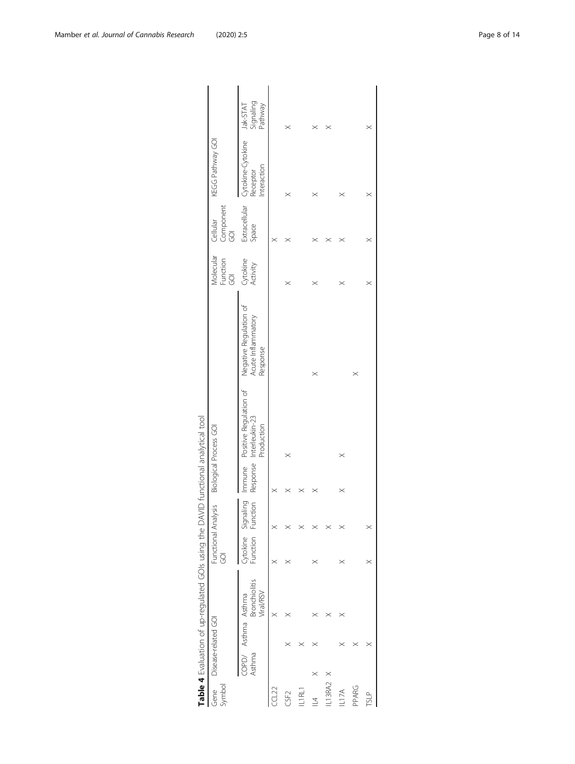**Table 4** Evaluation of up-regulated GOIs using the DAVID functional analytical tool

| Gene Symbol | Disease-related GOI | | | Functional Analysis GOI | | Biological Process GOI | | | Molecular Function GOI | Cellular Component GOI | KEGG Pathway GOI | |
|---|---|---|---|---|---|---|---|---|---|---|---|---|
| | COPD/ Asthma | Asthma | Asthma Bronchiolitis Viral/RSV | Cytokine Function | Signaling Function | Immune Response | Positive Regulation of Interleukin-23 Production | Negative Regulation of Acute Inflammatory Response | Cytokine Activity | Extracellular Space | Cytokine-Cytokine Receptor Interaction | Jak-STAT Signaling Pathway |
| CCL22 | | | × | × | × | × | | | | × | | |
| CSF2 | | × | × | × | × | × | × | | × | × | × | × |
| IL1RL1 | | × | | | × | × | | | | | | |
| IL4 | × | × | × | × | × | × | | × | × | × | × | × |
| IL13RA2 | × | | × | | × | | | | | × | | × |
| IL17A | | × | × | × | × | × | × | | × | × | × | |
| PPARG | | × | | | | | | × | | | | |
| TSLP | | × | | × | × | | | | × | × | × | × |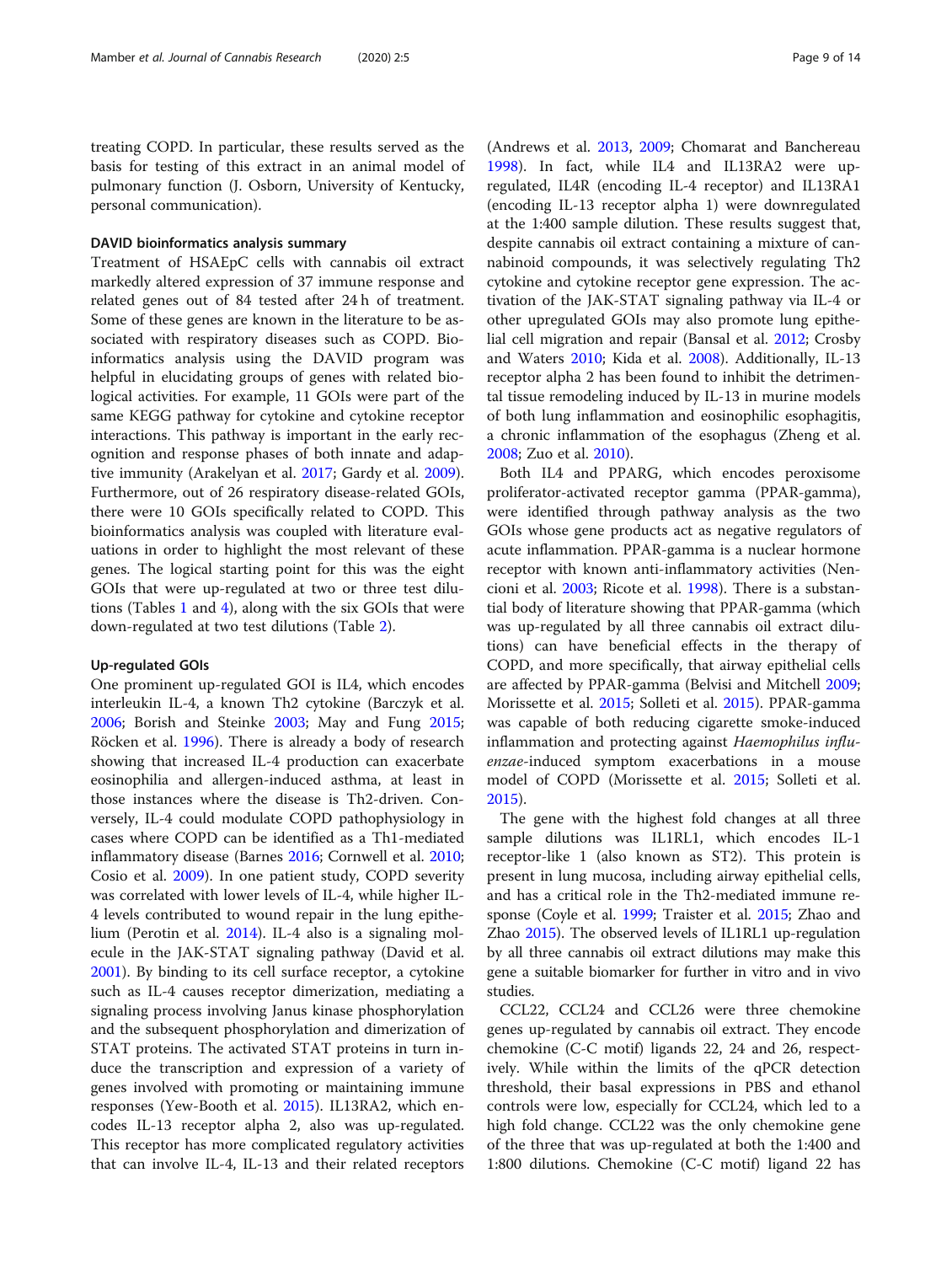treating COPD. In particular, these results served as the basis for testing of this extract in an animal model of pulmonary function (J. Osborn, University of Kentucky, personal communication).

#### DAVID bioinformatics analysis summary

Treatment of HSAEpC cells with cannabis oil extract markedly altered expression of 37 immune response and related genes out of 84 tested after 24 h of treatment. Some of these genes are known in the literature to be associated with respiratory diseases such as COPD. Bioinformatics analysis using the DAVID program was helpful in elucidating groups of genes with related biological activities. For example, 11 GOIs were part of the same KEGG pathway for cytokine and cytokine receptor interactions. This pathway is important in the early recognition and response phases of both innate and adaptive immunity (Arakelyan et al. 2017; Gardy et al. 2009). Furthermore, out of 26 respiratory disease-related GOIs, there were 10 GOIs specifically related to COPD. This bioinformatics analysis was coupled with literature evaluations in order to highlight the most relevant of these genes. The logical starting point for this was the eight GOIs that were up-regulated at two or three test dilutions (Tables 1 and 4), along with the six GOIs that were down-regulated at two test dilutions (Table 2).

#### Up-regulated GOIs

One prominent up-regulated GOI is IL4, which encodes interleukin IL-4, a known Th2 cytokine (Barczyk et al. 2006; Borish and Steinke 2003; May and Fung 2015; Röcken et al. 1996). There is already a body of research showing that increased IL-4 production can exacerbate eosinophilia and allergen-induced asthma, at least in those instances where the disease is Th2-driven. Conversely, IL-4 could modulate COPD pathophysiology in cases where COPD can be identified as a Th1-mediated inflammatory disease (Barnes 2016; Cornwell et al. 2010; Cosio et al. 2009). In one patient study, COPD severity was correlated with lower levels of IL-4, while higher IL-4 levels contributed to wound repair in the lung epithelium (Perotin et al. 2014). IL-4 also is a signaling molecule in the JAK-STAT signaling pathway (David et al. 2001). By binding to its cell surface receptor, a cytokine such as IL-4 causes receptor dimerization, mediating a signaling process involving Janus kinase phosphorylation and the subsequent phosphorylation and dimerization of STAT proteins. The activated STAT proteins in turn induce the transcription and expression of a variety of genes involved with promoting or maintaining immune responses (Yew-Booth et al. 2015). IL13RA2, which encodes IL-13 receptor alpha 2, also was up-regulated. This receptor has more complicated regulatory activities that can involve IL-4, IL-13 and their related receptors (Andrews et al. 2013, 2009; Chomarat and Banchereau 1998). In fact, while IL4 and IL13RA2 were up-regulated, IL4R (encoding IL-4 receptor) and IL13RA1 (encoding IL-13 receptor alpha 1) were downregulated at the 1:400 sample dilution. These results suggest that, despite cannabis oil extract containing a mixture of cannabinoid compounds, it was selectively regulating Th2 cytokine and cytokine receptor gene expression. The activation of the JAK-STAT signaling pathway via IL-4 or other upregulated GOIs may also promote lung epithelial cell migration and repair (Bansal et al. 2012; Crosby and Waters 2010; Kida et al. 2008). Additionally, IL-13 receptor alpha 2 has been found to inhibit the detrimental tissue remodeling induced by IL-13 in murine models of both lung inflammation and eosinophilic esophagitis, a chronic inflammation of the esophagus (Zheng et al. 2008; Zuo et al. 2010).

Both IL4 and PPARG, which encodes peroxisome proliferator-activated receptor gamma (PPAR-gamma), were identified through pathway analysis as the two GOIs whose gene products act as negative regulators of acute inflammation. PPAR-gamma is a nuclear hormone receptor with known anti-inflammatory activities (Nencioni et al. 2003; Ricote et al. 1998). There is a substantial body of literature showing that PPAR-gamma (which was up-regulated by all three cannabis oil extract dilutions) can have beneficial effects in the therapy of COPD, and more specifically, that airway epithelial cells are affected by PPAR-gamma (Belvisi and Mitchell 2009; Morissette et al. 2015; Solleti et al. 2015). PPAR-gamma was capable of both reducing cigarette smoke-induced inflammation and protecting against *Haemophilus influenzae*-induced symptom exacerbations in a mouse model of COPD (Morissette et al. 2015; Solleti et al. 2015).

The gene with the highest fold changes at all three sample dilutions was IL1RL1, which encodes IL-1 receptor-like 1 (also known as ST2). This protein is present in lung mucosa, including airway epithelial cells, and has a critical role in the Th2-mediated immune response (Coyle et al. 1999; Traister et al. 2015; Zhao and Zhao 2015). The observed levels of IL1RL1 up-regulation by all three cannabis oil extract dilutions may make this gene a suitable biomarker for further in vitro and in vivo studies.

CCL22, CCL24 and CCL26 were three chemokine genes up-regulated by cannabis oil extract. They encode chemokine (C-C motif) ligands 22, 24 and 26, respectively. While within the limits of the qPCR detection threshold, their basal expressions in PBS and ethanol controls were low, especially for CCL24, which led to a high fold change. CCL22 was the only chemokine gene of the three that was up-regulated at both the 1:400 and 1:800 dilutions. Chemokine (C-C motif) ligand 22 has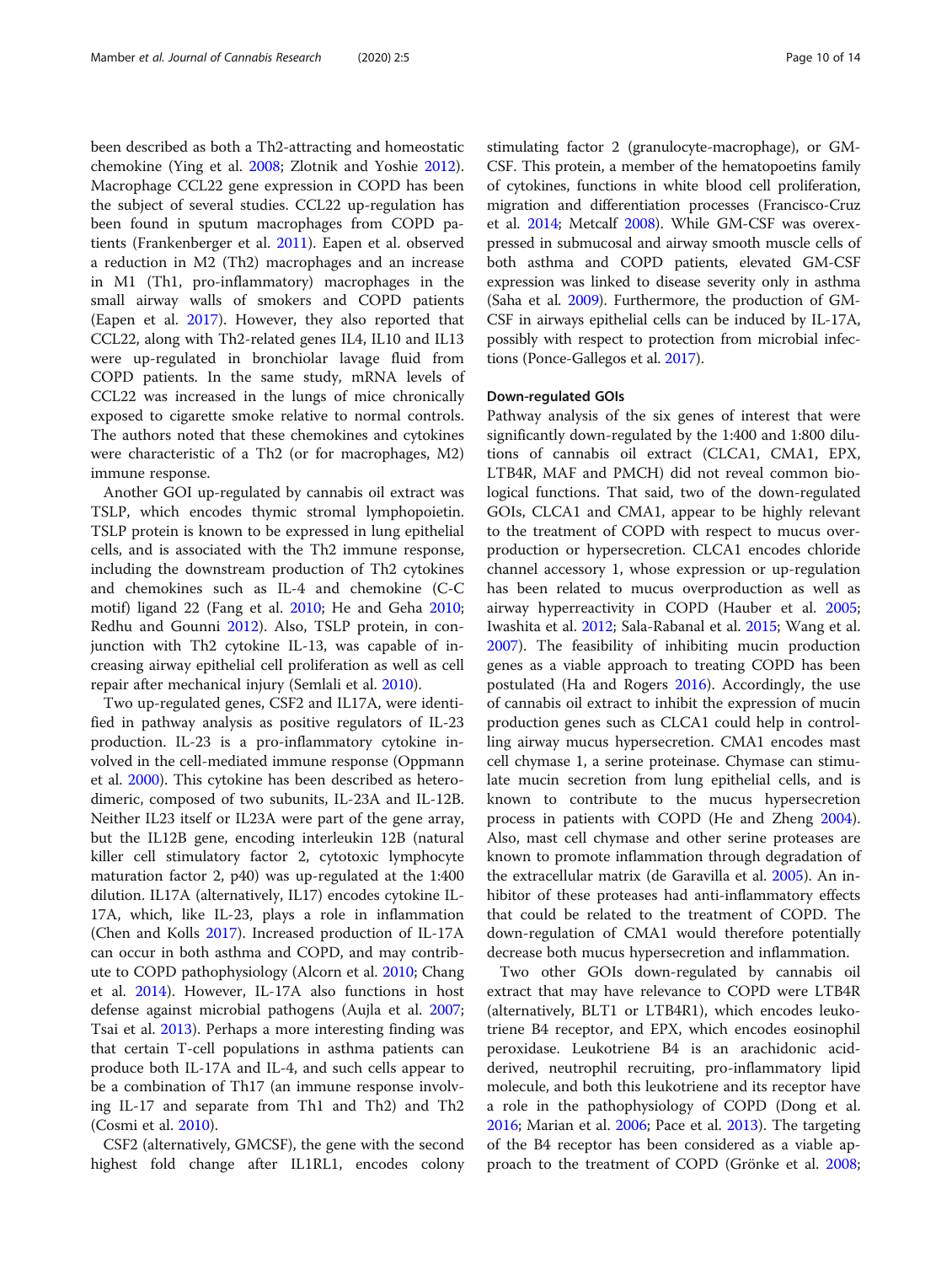been described as both a Th2-attracting and homeostatic chemokine (Ying et al. 2008; Zlotnik and Yoshie 2012). Macrophage CCL22 gene expression in COPD has been the subject of several studies. CCL22 up-regulation has been found in sputum macrophages from COPD patients (Frankenberger et al. 2011). Eapen et al. observed a reduction in M2 (Th2) macrophages and an increase in M1 (Th1, pro-inflammatory) macrophages in the small airway walls of smokers and COPD patients (Eapen et al. 2017). However, they also reported that CCL22, along with Th2-related genes IL4, IL10 and IL13 were up-regulated in bronchiolar lavage fluid from COPD patients. In the same study, mRNA levels of CCL22 was increased in the lungs of mice chronically exposed to cigarette smoke relative to normal controls. The authors noted that these chemokines and cytokines were characteristic of a Th2 (or for macrophages, M2) immune response.

Another GOI up-regulated by cannabis oil extract was TSLP, which encodes thymic stromal lymphopoietin. TSLP protein is known to be expressed in lung epithelial cells, and is associated with the Th2 immune response, including the downstream production of Th2 cytokines and chemokines such as IL-4 and chemokine (C-C motif) ligand 22 (Fang et al. 2010; He and Geha 2010; Redhu and Gounni 2012). Also, TSLP protein, in conjunction with Th2 cytokine IL-13, was capable of increasing airway epithelial cell proliferation as well as cell repair after mechanical injury (Semlali et al. 2010).

Two up-regulated genes, CSF2 and IL17A, were identified in pathway analysis as positive regulators of IL-23 production. IL-23 is a pro-inflammatory cytokine involved in the cell-mediated immune response (Oppmann et al. 2000). This cytokine has been described as heterodimeric, composed of two subunits, IL-23A and IL-12B. Neither IL23 itself or IL23A were part of the gene array, but the IL12B gene, encoding interleukin 12B (natural killer cell stimulatory factor 2, cytotoxic lymphocyte maturation factor 2, p40) was up-regulated at the 1:400 dilution. IL17A (alternatively, IL17) encodes cytokine IL-17A, which, like IL-23, plays a role in inflammation (Chen and Kolls 2017). Increased production of IL-17A can occur in both asthma and COPD, and may contribute to COPD pathophysiology (Alcorn et al. 2010; Chang et al. 2014). However, IL-17A also functions in host defense against microbial pathogens (Aujla et al. 2007; Tsai et al. 2013). Perhaps a more interesting finding was that certain T-cell populations in asthma patients can produce both IL-17A and IL-4, and such cells appear to be a combination of Th17 (an immune response involving IL-17 and separate from Th1 and Th2) and Th2 (Cosmi et al. 2010).

CSF2 (alternatively, GMCSF), the gene with the second highest fold change after IL1RL1, encodes colony stimulating factor 2 (granulocyte-macrophage), or GM-CSF. This protein, a member of the hematopoetins family of cytokines, functions in white blood cell proliferation, migration and differentiation processes (Francisco-Cruz et al. 2014; Metcalf 2008). While GM-CSF was overexpressed in submucosal and airway smooth muscle cells of both asthma and COPD patients, elevated GM-CSF expression was linked to disease severity only in asthma (Saha et al. 2009). Furthermore, the production of GM-CSF in airways epithelial cells can be induced by IL-17A, possibly with respect to protection from microbial infections (Ponce-Gallegos et al. 2017).

### Down-regulated GOIs

Pathway analysis of the six genes of interest that were significantly down-regulated by the 1:400 and 1:800 dilutions of cannabis oil extract (CLCA1, CMA1, EPX, LTB4R, MAF and PMCH) did not reveal common biological functions. That said, two of the down-regulated GOIs, CLCA1 and CMA1, appear to be highly relevant to the treatment of COPD with respect to mucus overproduction or hypersecretion. CLCA1 encodes chloride channel accessory 1, whose expression or up-regulation has been related to mucus overproduction as well as airway hyperreactivity in COPD (Hauber et al. 2005; Iwashita et al. 2012; Sala-Rabanal et al. 2015; Wang et al. 2007). The feasibility of inhibiting mucin production genes as a viable approach to treating COPD has been postulated (Ha and Rogers 2016). Accordingly, the use of cannabis oil extract to inhibit the expression of mucin production genes such as CLCA1 could help in controlling airway mucus hypersecretion. CMA1 encodes mast cell chymase 1, a serine proteinase. Chymase can stimulate mucin secretion from lung epithelial cells, and is known to contribute to the mucus hypersecretion process in patients with COPD (He and Zheng 2004). Also, mast cell chymase and other serine proteases are known to promote inflammation through degradation of the extracellular matrix (de Garavilla et al. 2005). An inhibitor of these proteases had anti-inflammatory effects that could be related to the treatment of COPD. The down-regulation of CMA1 would therefore potentially decrease both mucus hypersecretion and inflammation.

Two other GOIs down-regulated by cannabis oil extract that may have relevance to COPD were LTB4R (alternatively, BLT1 or LTB4R1), which encodes leukotriene B4 receptor, and EPX, which encodes eosinophil peroxidase. Leukotriene B4 is an arachidonic acid-derived, neutrophil recruiting, pro-inflammatory lipid molecule, and both this leukotriene and its receptor have a role in the pathophysiology of COPD (Dong et al. 2016; Marian et al. 2006; Pace et al. 2013). The targeting of the B4 receptor has been considered as a viable approach to the treatment of COPD (Grönke et al. 2008;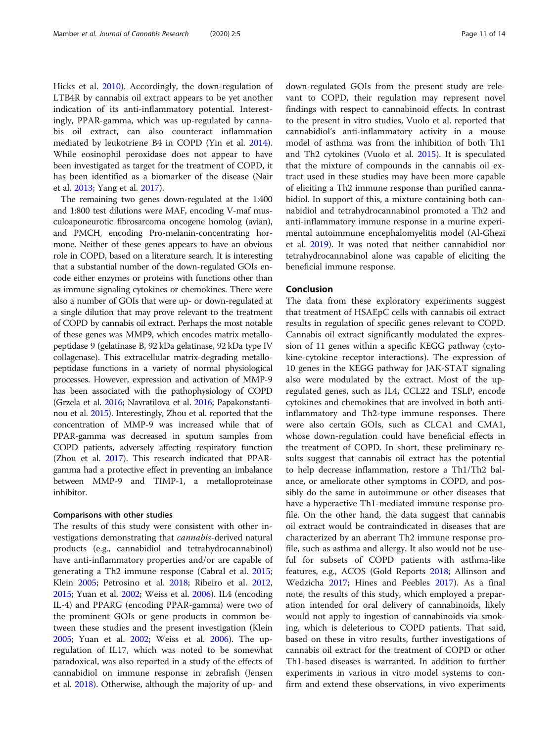Hicks et al. 2010). Accordingly, the down-regulation of LTB4R by cannabis oil extract appears to be yet another indication of its anti-inflammatory potential. Interestingly, PPAR-gamma, which was up-regulated by cannabis oil extract, can also counteract inflammation mediated by leukotriene B4 in COPD (Yin et al. 2014). While eosinophil peroxidase does not appear to have been investigated as target for the treatment of COPD, it has been identified as a biomarker of the disease (Nair et al. 2013; Yang et al. 2017).

The remaining two genes down-regulated at the 1:400 and 1:800 test dilutions were MAF, encoding V-maf musculoaponeurotic fibrosarcoma oncogene homolog (avian), and PMCH, encoding Pro-melanin-concentrating hormone. Neither of these genes appears to have an obvious role in COPD, based on a literature search. It is interesting that a substantial number of the down-regulated GOIs encode either enzymes or proteins with functions other than as immune signaling cytokines or chemokines. There were also a number of GOIs that were up- or down-regulated at a single dilution that may prove relevant to the treatment of COPD by cannabis oil extract. Perhaps the most notable of these genes was MMP9, which encodes matrix metallopeptidase 9 (gelatinase B, 92 kDa gelatinase, 92 kDa type IV collagenase). This extracellular matrix-degrading metallopeptidase functions in a variety of normal physiological processes. However, expression and activation of MMP-9 has been associated with the pathophysiology of COPD (Grzela et al. 2016; Navratilova et al. 2016; Papakonstantinou et al. 2015). Interestingly, Zhou et al. reported that the concentration of MMP-9 was increased while that of PPAR-gamma was decreased in sputum samples from COPD patients, adversely affecting respiratory function (Zhou et al. 2017). This research indicated that PPAR-gamma had a protective effect in preventing an imbalance between MMP-9 and TIMP-1, a metalloproteinase inhibitor.

### Comparisons with other studies

The results of this study were consistent with other investigations demonstrating that *cannabis*-derived natural products (e.g., cannabidiol and tetrahydrocannabinol) have anti-inflammatory properties and/or are capable of generating a Th2 immune response (Cabral et al. 2015; Klein 2005; Petrosino et al. 2018; Ribeiro et al. 2012, 2015; Yuan et al. 2002; Weiss et al. 2006). IL4 (encoding IL-4) and PPARG (encoding PPAR-gamma) were two of the prominent GOIs or gene products in common between these studies and the present investigation (Klein 2005; Yuan et al. 2002; Weiss et al. 2006). The up-regulation of IL17, which was noted to be somewhat paradoxical, was also reported in a study of the effects of cannabidiol on immune response in zebrafish (Jensen et al. 2018). Otherwise, although the majority of up- and down-regulated GOIs from the present study are relevant to COPD, their regulation may represent novel findings with respect to cannabinoid effects. In contrast to the present in vitro studies, Vuolo et al. reported that cannabidiol's anti-inflammatory activity in a mouse model of asthma was from the inhibition of both Th1 and Th2 cytokines (Vuolo et al. 2015). It is speculated that the mixture of compounds in the cannabis oil extract used in these studies may have been more capable of eliciting a Th2 immune response than purified cannabidiol. In support of this, a mixture containing both cannabidiol and tetrahydrocannabinol promoted a Th2 and anti-inflammatory immune response in a murine experimental autoimmune encephalomyelitis model (Al-Ghezi et al. 2019). It was noted that neither cannabidiol nor tetrahydrocannabinol alone was capable of eliciting the beneficial immune response.

## Conclusion

The data from these exploratory experiments suggest that treatment of HSAEpC cells with cannabis oil extract results in regulation of specific genes relevant to COPD. Cannabis oil extract significantly modulated the expression of 11 genes within a specific KEGG pathway (cytokine-cytokine receptor interactions). The expression of 10 genes in the KEGG pathway for JAK-STAT signaling also were modulated by the extract. Most of the up-regulated genes, such as IL4, CCL22 and TSLP, encode cytokines and chemokines that are involved in both anti-inflammatory and Th2-type immune responses. There were also certain GOIs, such as CLCA1 and CMA1, whose down-regulation could have beneficial effects in the treatment of COPD. In short, these preliminary results suggest that cannabis oil extract has the potential to help decrease inflammation, restore a Th1/Th2 balance, or ameliorate other symptoms in COPD, and possibly do the same in autoimmune or other diseases that have a hyperactive Th1-mediated immune response profile. On the other hand, the data suggest that cannabis oil extract would be contraindicated in diseases that are characterized by an aberrant Th2 immune response profile, such as asthma and allergy. It also would not be useful for subsets of COPD patients with asthma-like features, e.g., ACOS (Gold Reports 2018; Allinson and Wedzicha 2017; Hines and Peebles 2017). As a final note, the results of this study, which employed a preparation intended for oral delivery of cannabinoids, likely would not apply to ingestion of cannabinoids via smoking, which is deleterious to COPD patients. That said, based on these in vitro results, further investigations of cannabis oil extract for the treatment of COPD or other Th1-based diseases is warranted. In addition to further experiments in various in vitro model systems to confirm and extend these observations, in vivo experiments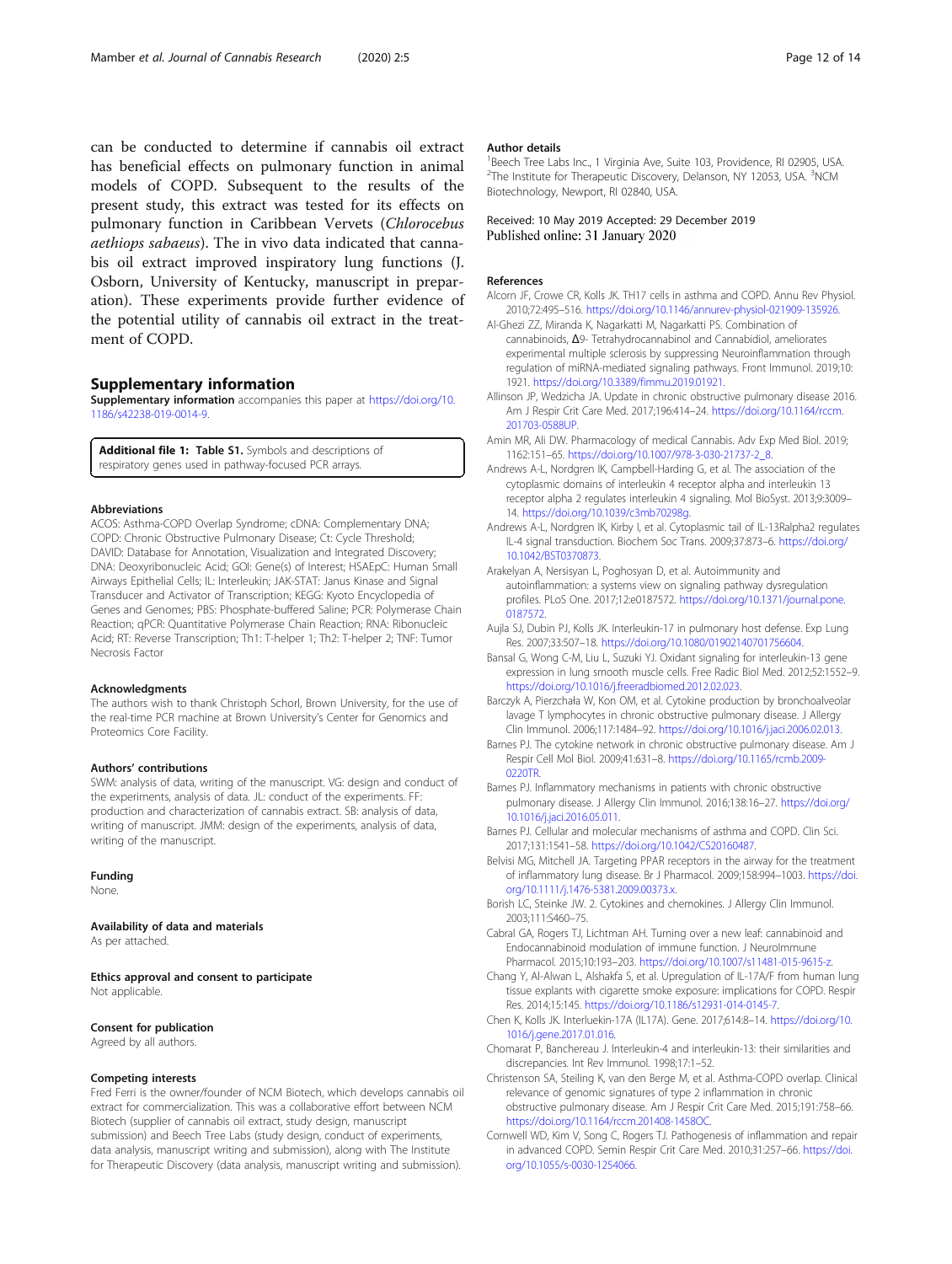can be conducted to determine if cannabis oil extract has beneficial effects on pulmonary function in animal models of COPD. Subsequent to the results of the present study, this extract was tested for its effects on pulmonary function in Caribbean Vervets (*Chlorocebus aethiops sabaeus*). The in vivo data indicated that cannabis oil extract improved inspiratory lung functions (J. Osborn, University of Kentucky, manuscript in preparation). These experiments provide further evidence of the potential utility of cannabis oil extract in the treatment of COPD.

## Supplementary information

**Supplementary information** accompanies this paper at https://doi.org/10.1186/s42238-019-0014-9.

**Additional file 1: Table S1.** Symbols and descriptions of respiratory genes used in pathway-focused PCR arrays.

#### Abbreviations

ACOS: Asthma-COPD Overlap Syndrome; cDNA: Complementary DNA; COPD: Chronic Obstructive Pulmonary Disease; Ct: Cycle Threshold; DAVID: Database for Annotation, Visualization and Integrated Discovery; DNA: Deoxyribonucleic Acid; GOI: Gene(s) of Interest; HSAEpC: Human Small Airways Epithelial Cells; IL: Interleukin; JAK-STAT: Janus Kinase and Signal Transducer and Activator of Transcription; KEGG: Kyoto Encyclopedia of Genes and Genomes; PBS: Phosphate-buffered Saline; PCR: Polymerase Chain Reaction; qPCR: Quantitative Polymerase Chain Reaction; RNA: Ribonucleic Acid; RT: Reverse Transcription; Th1: T-helper 1; Th2: T-helper 2; TNF: Tumor Necrosis Factor

#### Acknowledgments

The authors wish to thank Christoph Schorl, Brown University, for the use of the real-time PCR machine at Brown University's Center for Genomics and Proteomics Core Facility.

#### Authors' contributions

SWM: analysis of data, writing of the manuscript. VG: design and conduct of the experiments, analysis of data. JL: conduct of the experiments. FF: production and characterization of cannabis extract. SB: analysis of data, writing of manuscript. JMM: design of the experiments, analysis of data, writing of the manuscript.

#### Funding

None.

#### Availability of data and materials

As per attached.

#### Ethics approval and consent to participate

Not applicable.

#### Consent for publication

Agreed by all authors.

#### Competing interests

Fred Ferri is the owner/founder of NCM Biotech, which develops cannabis oil extract for commercialization. This was a collaborative effort between NCM Biotech (supplier of cannabis oil extract, study design, manuscript submission) and Beech Tree Labs (study design, conduct of experiments, data analysis, manuscript writing and submission), along with The Institute for Therapeutic Discovery (data analysis, manuscript writing and submission).

#### Author details

[1]Beech Tree Labs Inc., 1 Virginia Ave, Suite 103, Providence, RI 02905, USA. [2]The Institute for Therapeutic Discovery, Delanson, NY 12053, USA. [3]NCM Biotechnology, Newport, RI 02840, USA.

Received: 10 May 2019 Accepted: 29 December 2019
Published online: 31 January 2020

#### References

Alcorn JF, Crowe CR, Kolls JK. TH17 cells in asthma and COPD. Annu Rev Physiol. 2010;72:495–516. https://doi.org/10.1146/annurev-physiol-021909-135926.

Al-Ghezi ZZ, Miranda K, Nagarkatti M, Nagarkatti PS. Combination of cannabinoids, Δ9- Tetrahydrocannabinol and Cannabidiol, ameliorates experimental multiple sclerosis by suppressing Neuroinflammation through regulation of miRNA-mediated signaling pathways. Front Immunol. 2019;10: 1921. https://doi.org/10.3389/fimmu.2019.01921.

Allinson JP, Wedzicha JA. Update in chronic obstructive pulmonary disease 2016. Am J Respir Crit Care Med. 2017;196:414–24. https://doi.org/10.1164/rccm.201703-0588UP.

Amin MR, Ali DW. Pharmacology of medical Cannabis. Adv Exp Med Biol. 2019; 1162:151–65. https://doi.org/10.1007/978-3-030-21737-2_8.

Andrews A-L, Nordgren IK, Campbell-Harding G, et al. The association of the cytoplasmic domains of interleukin 4 receptor alpha and interleukin 13 receptor alpha 2 regulates interleukin 4 signaling. Mol BioSyst. 2013;9:3009–14. https://doi.org/10.1039/c3mb70298g.

Andrews A-L, Nordgren IK, Kirby I, et al. Cytoplasmic tail of IL-13Ralpha2 regulates IL-4 signal transduction. Biochem Soc Trans. 2009;37:873–6. https://doi.org/10.1042/BST0370873.

Arakelyan A, Nersisyan L, Poghosyan D, et al. Autoimmunity and autoinflammation: a systems view on signaling pathway dysregulation profiles. PLoS One. 2017;12:e0187572. https://doi.org/10.1371/journal.pone.0187572.

Aujla SJ, Dubin PJ, Kolls JK. Interleukin-17 in pulmonary host defense. Exp Lung Res. 2007;33:507–18. https://doi.org/10.1080/01902140701756604.

Bansal G, Wong C-M, Liu L, Suzuki YJ. Oxidant signaling for interleukin-13 gene expression in lung smooth muscle cells. Free Radic Biol Med. 2012;52:1552–9. https://doi.org/10.1016/j.freeradbiomed.2012.02.023.

Barczyk A, Pierzchała W, Kon OM, et al. Cytokine production by bronchoalveolar lavage T lymphocytes in chronic obstructive pulmonary disease. J Allergy Clin Immunol. 2006;117:1484–92. https://doi.org/10.1016/j.jaci.2006.02.013.

Barnes PJ. The cytokine network in chronic obstructive pulmonary disease. Am J Respir Cell Mol Biol. 2009;41:631–8. https://doi.org/10.1165/rcmb.2009-0220TR.

Barnes PJ. Inflammatory mechanisms in patients with chronic obstructive pulmonary disease. J Allergy Clin Immunol. 2016;138:16–27. https://doi.org/10.1016/j.jaci.2016.05.011.

Barnes PJ. Cellular and molecular mechanisms of asthma and COPD. Clin Sci. 2017;131:1541–58. https://doi.org/10.1042/CS20160487.

Belvisi MG, Mitchell JA. Targeting PPAR receptors in the airway for the treatment of inflammatory lung disease. Br J Pharmacol. 2009;158:994–1003. https://doi.org/10.1111/j.1476-5381.2009.00373.x.

Borish LC, Steinke JW. 2. Cytokines and chemokines. J Allergy Clin Immunol. 2003;111:S460–75.

Cabral GA, Rogers TJ, Lichtman AH. Turning over a new leaf: cannabinoid and Endocannabinoid modulation of immune function. J NeuroImmune Pharmacol. 2015;10:193–203. https://doi.org/10.1007/s11481-015-9615-z.

Chang Y, Al-Alwan L, Alshakfa S, et al. Upregulation of IL-17A/F from human lung tissue explants with cigarette smoke exposure: implications for COPD. Respir Res. 2014;15:145. https://doi.org/10.1186/s12931-014-0145-7.

Chen K, Kolls JK. Interluekin-17A (IL17A). Gene. 2017;614:8–14. https://doi.org/10.1016/j.gene.2017.01.016.

Chomarat P, Banchereau J. Interleukin-4 and interleukin-13: their similarities and discrepancies. Int Rev Immunol. 1998;17:1–52.

Christenson SA, Steiling K, van den Berge M, et al. Asthma-COPD overlap. Clinical relevance of genomic signatures of type 2 inflammation in chronic obstructive pulmonary disease. Am J Respir Crit Care Med. 2015;191:758–66. https://doi.org/10.1164/rccm.201408-1458OC.

Cornwell WD, Kim V, Song C, Rogers TJ. Pathogenesis of inflammation and repair in advanced COPD. Semin Respir Crit Care Med. 2010;31:257–66. https://doi.org/10.1055/s-0030-1254066.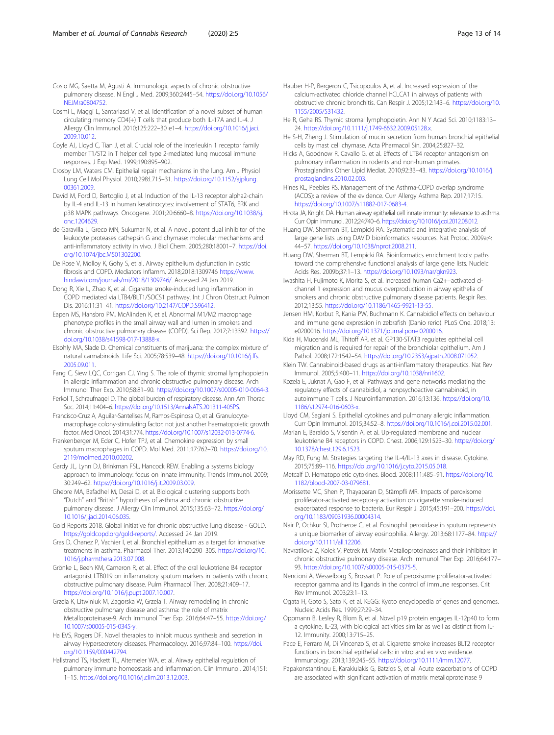Cosio MG, Saetta M, Agusti A. Immunologic aspects of chronic obstructive pulmonary disease. N Engl J Med. 2009;360:2445–54. https://doi.org/10.1056/NEJMra0804752.

Cosmi L, Maggi L, Santarlasci V, et al. Identification of a novel subset of human circulating memory CD4(+) T cells that produce both IL-17A and IL-4. J Allergy Clin Immunol. 2010;125:222–30 e1–4. https://doi.org/10.1016/j.jaci.2009.10.012.

Coyle AJ, Lloyd C, Tian J, et al. Crucial role of the interleukin 1 receptor family member T1/ST2 in T helper cell type 2-mediated lung mucosal immune responses. J Exp Med. 1999;190:895–902.

Crosby LM, Waters CM. Epithelial repair mechanisms in the lung. Am J Physiol Lung Cell Mol Physiol. 2010;298:L715–31. https://doi.org/10.1152/ajplung.00361.2009.

David M, Ford D, Bertoglio J, et al. Induction of the IL-13 receptor alpha2-chain by IL-4 and IL-13 in human keratinocytes: involvement of STAT6, ERK and p38 MAPK pathways. Oncogene. 2001;20:6660–8. https://doi.org/10.1038/sj.onc.1204629.

de Garavilla L, Greco MN, Sukumar N, et al. A novel, potent dual inhibitor of the leukocyte proteases cathepsin G and chymase: molecular mechanisms and anti-inflammatory activity in vivo. J Biol Chem. 2005;280:18001–7. https://doi.org/10.1074/jbc.M501302200.

De Rose V, Molloy K, Gohy S, et al. Airway epithelium dysfunction in cystic fibrosis and COPD. Mediators Inflamm. 2018;2018:1309746 https://www.hindawi.com/journals/mi/2018/1309746/. Accessed 24 Jan 2019.

Dong R, Xie L, Zhao K, et al. Cigarette smoke-induced lung inflammation in COPD mediated via LTB4/BLT1/SOCS1 pathway. Int J Chron Obstruct Pulmon Dis. 2016;11:31–41. https://doi.org/10.2147/COPD.S96412.

Eapen MS, Hansbro PM, McAlinden K, et al. Abnormal M1/M2 macrophage phenotype profiles in the small airway wall and lumen in smokers and chronic obstructive pulmonary disease (COPD). Sci Rep. 2017;7:13392. https://doi.org/10.1038/s41598-017-13888-x.

Elsohly MA, Slade D. Chemical constituents of marijuana: the complex mixture of natural cannabinoids. Life Sci. 2005;78:539–48. https://doi.org/10.1016/j.lfs.2005.09.011.

Fang C, Siew LQC, Corrigan CJ, Ying S. The role of thymic stromal lymphopoietin in allergic inflammation and chronic obstructive pulmonary disease. Arch Immunol Ther Exp. 2010;58:81–90. https://doi.org/10.1007/s00005-010-0064-3.

Ferkol T, Schraufnagel D. The global burden of respiratory disease. Ann Am Thorac Soc. 2014;11:404–6. https://doi.org/10.1513/AnnalsATS.201311-405PS.

Francisco-Cruz A, Aguilar-Santelises M, Ramos-Espinosa O, et al. Granulocyte-macrophage colony-stimulating factor: not just another haematopoietic growth factor. Med Oncol. 2014;31:774. https://doi.org/10.1007/s12032-013-0774-6.

Frankenberger M, Eder C, Hofer TPJ, et al. Chemokine expression by small sputum macrophages in COPD. Mol Med. 2011;17:762–70. https://doi.org/10.2119/molmed.2010.00202.

Gardy JL, Lynn DJ, Brinkman FSL, Hancock REW. Enabling a systems biology approach to immunology: focus on innate immunity. Trends Immunol. 2009;30:249–62. https://doi.org/10.1016/j.it.2009.03.009.

Ghebre MA, Bafadhel M, Desai D, et al. Biological clustering supports both "Dutch" and "British" hypotheses of asthma and chronic obstructive pulmonary disease. J Allergy Clin Immunol. 2015;135:63–72. https://doi.org/10.1016/j.jaci.2014.06.035.

Gold Reports 2018. Global initiative for chronic obstructive lung disease - GOLD. https://goldcopd.org/gold-reports/. Accessed 24 Jan 2019.

Gras D, Chanez P, Vachier I, et al. Bronchial epithelium as a target for innovative treatments in asthma. Pharmacol Ther. 2013;140:290–305. https://doi.org/10.1016/j.pharmthera.2013.07.008.

Grönke L, Beeh KM, Cameron R, et al. Effect of the oral leukotriene B4 receptor antagonist LTB019 on inflammatory sputum markers in patients with chronic obstructive pulmonary disease. Pulm Pharmacol Ther. 2008;21:409–17. https://doi.org/10.1016/j.pupt.2007.10.007.

Grzela K, Litwiniuk M, Zagorska W, Grzela T. Airway remodeling in chronic obstructive pulmonary disease and asthma: the role of matrix Metalloproteinase-9. Arch Immunol Ther Exp. 2016;64:47–55. https://doi.org/10.1007/s00005-015-0345-y.

Ha EVS, Rogers DF. Novel therapies to inhibit mucus synthesis and secretion in airway Hypersecretory diseases. Pharmacology. 2016;97:84–100. https://doi.org/10.1159/000442794.

Hallstrand TS, Hackett TL, Altemeier WA, et al. Airway epithelial regulation of pulmonary immune homeostasis and inflammation. Clin Immunol. 2014;151:1–15. https://doi.org/10.1016/j.clim.2013.12.003.

Hauber H-P, Bergeron C, Tsicopoulos A, et al. Increased expression of the calcium-activated chloride channel hCLCA1 in airways of patients with obstructive chronic bronchitis. Can Respir J. 2005;12:143–6. https://doi.org/10.1155/2005/531432.

He R, Geha RS. Thymic stromal lymphopoietin. Ann N Y Acad Sci. 2010;1183:13–24. https://doi.org/10.1111/j.1749-6632.2009.05128.x.

He S-H, Zheng J. Stimulation of mucin secretion from human bronchial epithelial cells by mast cell chymase. Acta Pharmacol Sin. 2004;25:827–32.

Hicks A, Goodnow R, Cavallo G, et al. Effects of LTB4 receptor antagonism on pulmonary inflammation in rodents and non-human primates. Prostaglandins Other Lipid Mediat. 2010;92:33–43. https://doi.org/10.1016/j.prostaglandins.2010.02.003.

Hines KL, Peebles RS. Management of the Asthma-COPD overlap syndrome (ACOS): a review of the evidence. Curr Allergy Asthma Rep. 2017;17:15. https://doi.org/10.1007/s11882-017-0683-4.

Hirota JA, Knight DA. Human airway epithelial cell innate immunity: relevance to asthma. Curr Opin Immunol. 2012;24:740–6. https://doi.org/10.1016/j.coi.2012.08.012.

Huang DW, Sherman BT, Lempicki RA. Systematic and integrative analysis of large gene lists using DAVID bioinformatics resources. Nat Protoc. 2009a;4:44–57. https://doi.org/10.1038/nprot.2008.211.

Huang DW, Sherman BT, Lempicki RA. Bioinformatics enrichment tools: paths toward the comprehensive functional analysis of large gene lists. Nucleic Acids Res. 2009b;37:1–13. https://doi.org/10.1093/nar/gkn923.

Iwashita H, Fujimoto K, Morita S, et al. Increased human Ca2+-activated cl-channel 1 expression and mucus overproduction in airway epithelia of smokers and chronic obstructive pulmonary disease patients. Respir Res. 2012;13:55. https://doi.org/10.1186/1465-9921-13-55.

Jensen HM, Korbut R, Kania PW, Buchmann K. Cannabidiol effects on behaviour and immune gene expression in zebrafish (Danio rerio). PLoS One. 2018;13:e0200016. https://doi.org/10.1371/journal.pone.0200016.

Kida H, Mucenski ML, Thitoff AR, et al. GP130-STAT3 regulates epithelial cell migration and is required for repair of the bronchiolar epithelium. Am J Pathol. 2008;172:1542–54. https://doi.org/10.2353/ajpath.2008.071052.

Klein TW. Cannabinoid-based drugs as anti-inflammatory therapeutics. Nat Rev Immunol. 2005;5:400–11. https://doi.org/10.1038/nri1602.

Kozela E, Juknat A, Gao F, et al. Pathways and gene networks mediating the regulatory effects of cannabidiol, a nonpsychoactive cannabinoid, in autoimmune T cells. J Neuroinflammation. 2016;13:136. https://doi.org/10.1186/s12974-016-0603-x.

Lloyd CM, Saglani S. Epithelial cytokines and pulmonary allergic inflammation. Curr Opin Immunol. 2015;34:52–8. https://doi.org/10.1016/j.coi.2015.02.001.

Marian E, Baraldo S, Visentin A, et al. Up-regulated membrane and nuclear leukotriene B4 receptors in COPD. Chest. 2006;129:1523–30. https://doi.org/10.1378/chest.129.6.1523.

May RD, Fung M. Strategies targeting the IL-4/IL-13 axes in disease. Cytokine. 2015;75:89–116. https://doi.org/10.1016/j.cyto.2015.05.018.

Metcalf D. Hematopoietic cytokines. Blood. 2008;111:485–91. https://doi.org/10.1182/blood-2007-03-079681.

Morissette MC, Shen P, Thayaparan D, Stämpfli MR. Impacts of peroxisome proliferator-activated receptor-γ activation on cigarette smoke-induced exacerbated response to bacteria. Eur Respir J. 2015;45:191–200. https://doi.org/10.1183/09031936.00004314.

Nair P, Ochkur SI, Protheroe C, et al. Eosinophil peroxidase in sputum represents a unique biomarker of airway eosinophilia. Allergy. 2013;68:1177–84. https://doi.org/10.1111/all.12206.

Navratilova Z, Kolek V, Petrek M. Matrix Metalloproteinases and their inhibitors in chronic obstructive pulmonary disease. Arch Immunol Ther Exp. 2016;64:177–93. https://doi.org/10.1007/s00005-015-0375-5.

Nencioni A, Wesselborg S, Brossart P. Role of peroxisome proliferator-activated receptor gamma and its ligands in the control of immune responses. Crit Rev Immunol. 2003;23:1–13.

Ogata H, Goto S, Sato K, et al. KEGG: Kyoto encyclopedia of genes and genomes. Nucleic Acids Res. 1999;27:29–34.

Oppmann B, Lesley R, Blom B, et al. Novel p19 protein engages IL-12p40 to form a cytokine, IL-23, with biological activities similar as well as distinct from IL-12. Immunity. 2000;13:715–25.

Pace E, Ferraro M, Di Vincenzo S, et al. Cigarette smoke increases BLT2 receptor functions in bronchial epithelial cells: in vitro and ex vivo evidence. Immunology. 2013;139:245–55. https://doi.org/10.1111/imm.12077.

Papakonstantinou E, Karakiulakis G, Batzios S, et al. Acute exacerbations of COPD are associated with significant activation of matrix metalloproteinase 9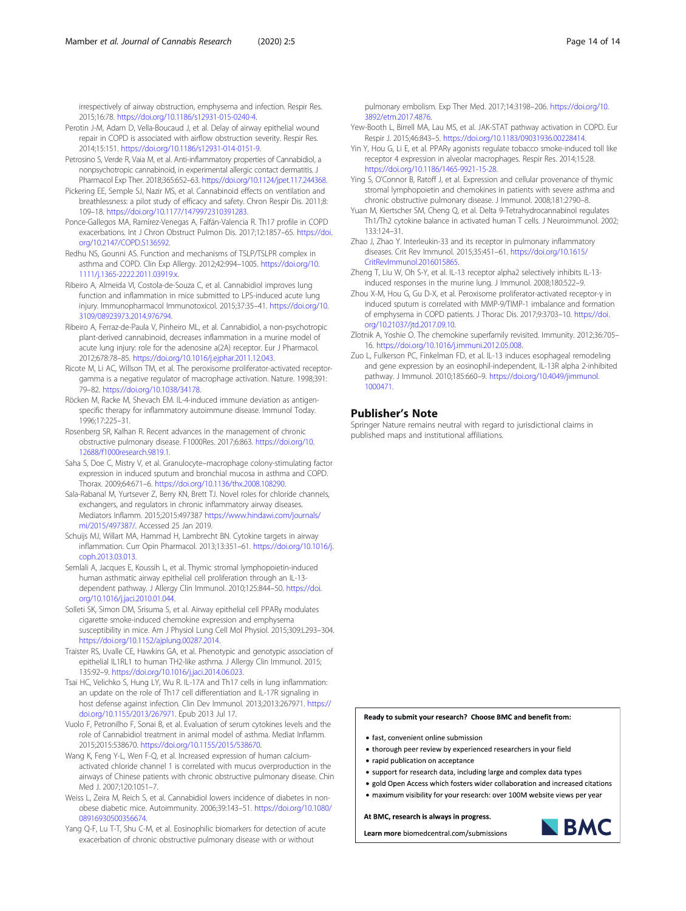irrespectively of airway obstruction, emphysema and infection. Respir Res. 2015;16:78. https://doi.org/10.1186/s12931-015-0240-4.

Perotin J-M, Adam D, Vella-Boucaud J, et al. Delay of airway epithelial wound repair in COPD is associated with airflow obstruction severity. Respir Res. 2014;15:151. https://doi.org/10.1186/s12931-014-0151-9.

Petrosino S, Verde R, Vaia M, et al. Anti-inflammatory properties of Cannabidiol, a nonpsychotropic cannabinoid, in experimental allergic contact dermatitis. J Pharmacol Exp Ther. 2018;365:652–63. https://doi.org/10.1124/jpet.117.244368.

Pickering EE, Semple SJ, Nazir MS, et al. Cannabinoid effects on ventilation and breathlessness: a pilot study of efficacy and safety. Chron Respir Dis. 2011;8:109–18. https://doi.org/10.1177/1479972310391283.

Ponce-Gallegos MA, Ramírez-Venegas A, Falfán-Valencia R. Th17 profile in COPD exacerbations. Int J Chron Obstruct Pulmon Dis. 2017;12:1857–65. https://doi.org/10.2147/COPD.S136592.

Redhu NS, Gounni AS. Function and mechanisms of TSLP/TSLPR complex in asthma and COPD. Clin Exp Allergy. 2012;42:994–1005. https://doi.org/10.1111/j.1365-2222.2011.03919.x.

Ribeiro A, Almeida VI, Costola-de-Souza C, et al. Cannabidiol improves lung function and inflammation in mice submitted to LPS-induced acute lung injury. Immunopharmacol Immunotoxicol. 2015;37:35–41. https://doi.org/10.3109/08923973.2014.976794.

Ribeiro A, Ferraz-de-Paula V, Pinheiro ML, et al. Cannabidiol, a non-psychotropic plant-derived cannabinoid, decreases inflammation in a murine model of acute lung injury: role for the adenosine a(2A) receptor. Eur J Pharmacol. 2012;678:78–85. https://doi.org/10.1016/j.ejphar.2011.12.043.

Ricote M, Li AC, Willson TM, et al. The peroxisome proliferator-activated receptor-gamma is a negative regulator of macrophage activation. Nature. 1998;391:79–82. https://doi.org/10.1038/34178.

Röcken M, Racke M, Shevach EM. IL-4-induced immune deviation as antigen-specific therapy for inflammatory autoimmune disease. Immunol Today. 1996;17:225–31.

Rosenberg SR, Kalhan R. Recent advances in the management of chronic obstructive pulmonary disease. F1000Res. 2017;6:863. https://doi.org/10.12688/f1000research.9819.1.

Saha S, Doe C, Mistry V, et al. Granulocyte–macrophage colony-stimulating factor expression in induced sputum and bronchial mucosa in asthma and COPD. Thorax. 2009;64:671–6. https://doi.org/10.1136/thx.2008.108290.

Sala-Rabanal M, Yurtsever Z, Berry KN, Brett TJ. Novel roles for chloride channels, exchangers, and regulators in chronic inflammatory airway diseases. Mediators Inflamm. 2015;2015:497387 https://www.hindawi.com/journals/mi/2015/497387/. Accessed 25 Jan 2019.

Schuijs MJ, Willart MA, Hammad H, Lambrecht BN. Cytokine targets in airway inflammation. Curr Opin Pharmacol. 2013;13:351–61. https://doi.org/10.1016/j.coph.2013.03.013.

Semlali A, Jacques E, Koussih L, et al. Thymic stromal lymphopoietin-induced human asthmatic airway epithelial cell proliferation through an IL-13-dependent pathway. J Allergy Clin Immunol. 2010;125:844–50. https://doi.org/10.1016/j.jaci.2010.01.044.

Solleti SK, Simon DM, Srisuma S, et al. Airway epithelial cell PPARγ modulates cigarette smoke-induced chemokine expression and emphysema susceptibility in mice. Am J Physiol Lung Cell Mol Physiol. 2015;309:L293–304. https://doi.org/10.1152/ajplung.00287.2014.

Traister RS, Uvalle CE, Hawkins GA, et al. Phenotypic and genotypic association of epithelial IL1RL1 to human TH2-like asthma. J Allergy Clin Immunol. 2015;135:92–9. https://doi.org/10.1016/j.jaci.2014.06.023.

Tsai HC, Velichko S, Hung LY, Wu R. IL-17A and Th17 cells in lung inflammation: an update on the role of Th17 cell differentiation and IL-17R signaling in host defense against infection. Clin Dev Immunol. 2013;2013:267971. https://doi.org/10.1155/2013/267971. Epub 2013 Jul 17.

Vuolo F, Petronilho F, Sonai B, et al. Evaluation of serum cytokines levels and the role of Cannabidiol treatment in animal model of asthma. Mediat Inflamm. 2015;2015:538670. https://doi.org/10.1155/2015/538670.

Wang K, Feng Y-L, Wen F-Q, et al. Increased expression of human calcium-activated chloride channel 1 is correlated with mucus overproduction in the airways of Chinese patients with chronic obstructive pulmonary disease. Chin Med J. 2007;120:1051–7.

Weiss L, Zeira M, Reich S, et al. Cannabidiol lowers incidence of diabetes in non-obese diabetic mice. Autoimmunity. 2006;39:143–51. https://doi.org/10.1080/08916930500356674.

Yang Q-F, Lu T-T, Shu C-M, et al. Eosinophilic biomarkers for detection of acute exacerbation of chronic obstructive pulmonary disease with or without pulmonary embolism. Exp Ther Med. 2017;14:3198–206. https://doi.org/10.3892/etm.2017.4876.

Yew-Booth L, Birrell MA, Lau MS, et al. JAK-STAT pathway activation in COPD. Eur Respir J. 2015;46:843–5. https://doi.org/10.1183/09031936.00228414.

Yin Y, Hou G, Li E, et al. PPARγ agonists regulate tobacco smoke-induced toll like receptor 4 expression in alveolar macrophages. Respir Res. 2014;15:28. https://doi.org/10.1186/1465-9921-15-28.

Ying S, O'Connor B, Ratoff J, et al. Expression and cellular provenance of thymic stromal lymphopoietin and chemokines in patients with severe asthma and chronic obstructive pulmonary disease. J Immunol. 2008;181:2790–8.

Yuan M, Kiertscher SM, Cheng Q, et al. Delta 9-Tetrahydrocannabinol regulates Th1/Th2 cytokine balance in activated human T cells. J Neuroimmunol. 2002;133:124–31.

Zhao J, Zhao Y. Interleukin-33 and its receptor in pulmonary inflammatory diseases. Crit Rev Immunol. 2015;35:451–61. https://doi.org/10.1615/CritRevImmunol.2016015865.

Zheng T, Liu W, Oh S-Y, et al. IL-13 receptor alpha2 selectively inhibits IL-13-induced responses in the murine lung. J Immunol. 2008;180:522–9.

Zhou X-M, Hou G, Gu D-X, et al. Peroxisome proliferator-activated receptor-γ in induced sputum is correlated with MMP-9/TIMP-1 imbalance and formation of emphysema in COPD patients. J Thorac Dis. 2017;9:3703–10. https://doi.org/10.21037/jtd.2017.09.10.

Zlotnik A, Yoshie O. The chemokine superfamily revisited. Immunity. 2012;36:705–16. https://doi.org/10.1016/j.immuni.2012.05.008.

Zuo L, Fulkerson PC, Finkelman FD, et al. IL-13 induces esophageal remodeling and gene expression by an eosinophil-independent, IL-13R alpha 2-inhibited pathway. J Immunol. 2010;185:660–9. https://doi.org/10.4049/jimmunol.1000471.

## Publisher's Note

Springer Nature remains neutral with regard to jurisdictional claims in published maps and institutional affiliations.

**Ready to submit your research? Choose BMC and benefit from:**

- fast, convenient online submission
- thorough peer review by experienced researchers in your field
- rapid publication on acceptance
- support for research data, including large and complex data types
- gold Open Access which fosters wider collaboration and increased citations
- maximum visibility for your research: over 100M website views per year

**At BMC, research is always in progress.**

**Learn more** biomedcentral.com/submissions

BMC